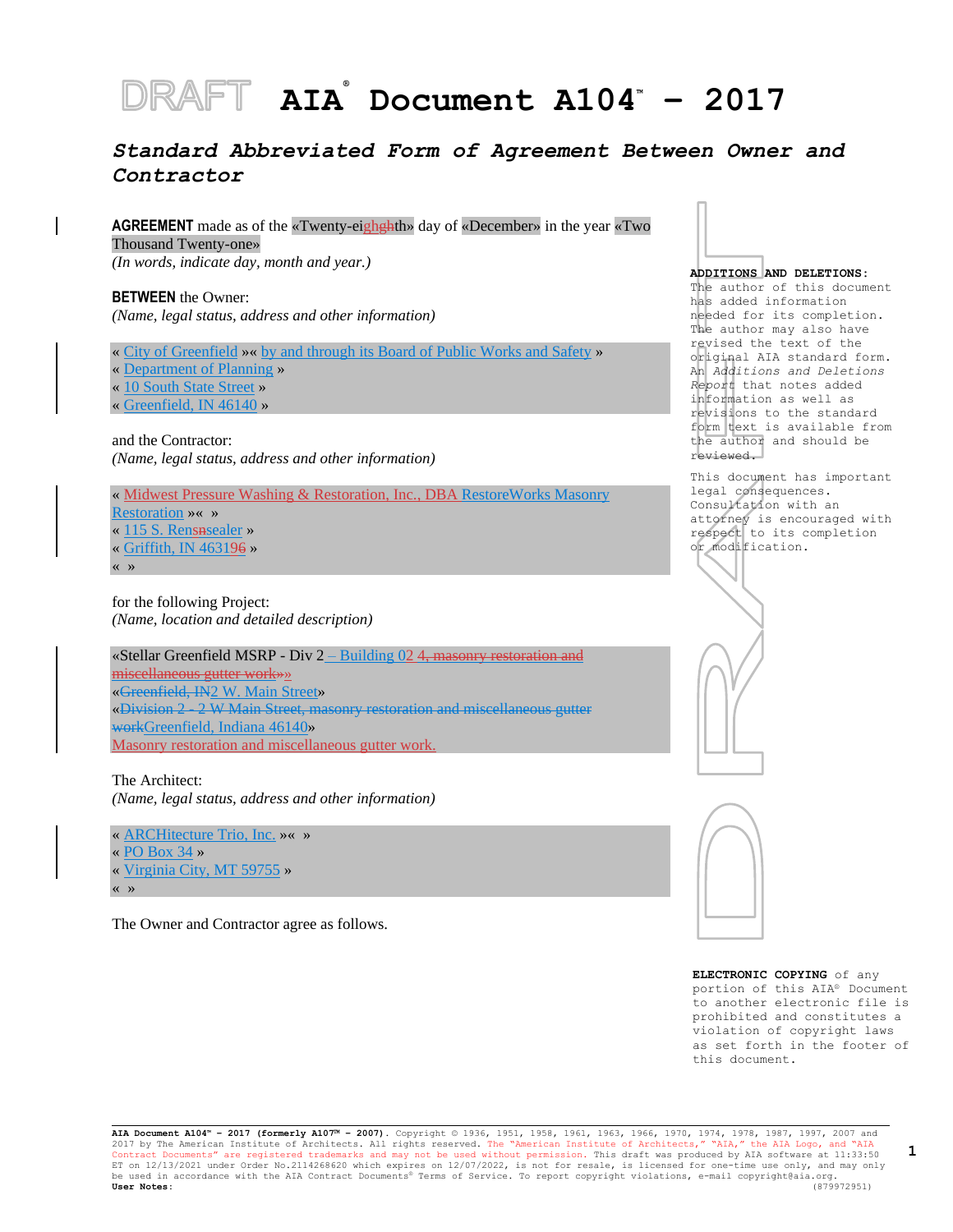# DRAFT AIA® Document A104™ – 2017

## *Standard Abbreviated Form of Agreement Between Owner and Contractor*

**AGREEMENT** made as of the «Twenty-eighth» day of «December» in the year «Two Thousand Twenty-one»
*(In words, indicate day, month and year.)*

**BETWEEN** the Owner:
*(Name, legal status, address and other information)*

« City of Greenfield »« by and through its Board of Public Works and Safety »
« Department of Planning »
« 10 South State Street »
« Greenfield, IN 46140 »

and the Contractor:
*(Name, legal status, address and other information)*

« Midwest Pressure Washing & Restoration, Inc., DBA RestoreWorks Masonry Restoration »« »
« 115 S. Rensselaer »
« Griffith, IN 46319 »
« »

for the following Project:
*(Name, location and detailed description)*

«Stellar Greenfield MSRP - Div 2 – Building 02»
«2 W. Main Street»
«Greenfield, Indiana 46140»
Masonry restoration and miscellaneous gutter work.

The Architect:
*(Name, legal status, address and other information)*

« ARCHitecture Trio, Inc. »« »
« PO Box 34 »
« Virginia City, MT 59755 »
« »

The Owner and Contractor agree as follows.

**ADDITIONS AND DELETIONS:**
The author of this document has added information needed for its completion. The author may also have revised the text of the original AIA standard form. An *Additions and Deletions Report* that notes added information as well as revisions to the standard form text is available from the author and should be reviewed.

This document has important legal consequences. Consultation with an attorney is encouraged with respect to its completion or modification.

**ELECTRONIC COPYING** of any portion of this AIA® Document to another electronic file is prohibited and constitutes a violation of copyright laws as set forth in the footer of this document.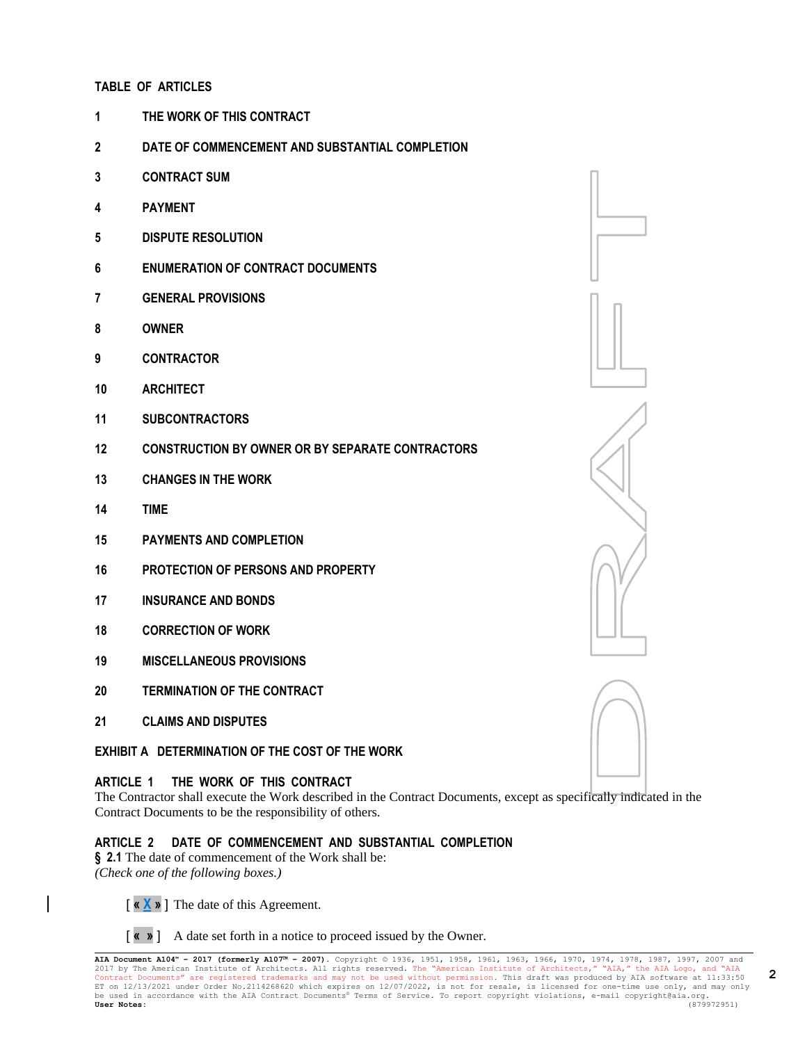**TABLE OF ARTICLES**

1 **THE WORK OF THIS CONTRACT**

2 **DATE OF COMMENCEMENT AND SUBSTANTIAL COMPLETION**

3 **CONTRACT SUM**

4 **PAYMENT**

5 **DISPUTE RESOLUTION**

6 **ENUMERATION OF CONTRACT DOCUMENTS**

7 **GENERAL PROVISIONS**

8 **OWNER**

9 **CONTRACTOR**

10 **ARCHITECT**

11 **SUBCONTRACTORS**

12 **CONSTRUCTION BY OWNER OR BY SEPARATE CONTRACTORS**

13 **CHANGES IN THE WORK**

14 **TIME**

15 **PAYMENTS AND COMPLETION**

16 **PROTECTION OF PERSONS AND PROPERTY**

17 **INSURANCE AND BONDS**

18 **CORRECTION OF WORK**

19 **MISCELLANEOUS PROVISIONS**

20 **TERMINATION OF THE CONTRACT**

21 **CLAIMS AND DISPUTES**

**EXHIBIT A DETERMINATION OF THE COST OF THE WORK**

**ARTICLE 1 THE WORK OF THIS CONTRACT**

The Contractor shall execute the Work described in the Contract Documents, except as specifically indicated in the Contract Documents to be the responsibility of others.

**ARTICLE 2 DATE OF COMMENCEMENT AND SUBSTANTIAL COMPLETION**

**§ 2.1** The date of commencement of the Work shall be:
*(Check one of the following boxes.)*

[ « X » ] The date of this Agreement.

[ « » ] A date set forth in a notice to proceed issued by the Owner.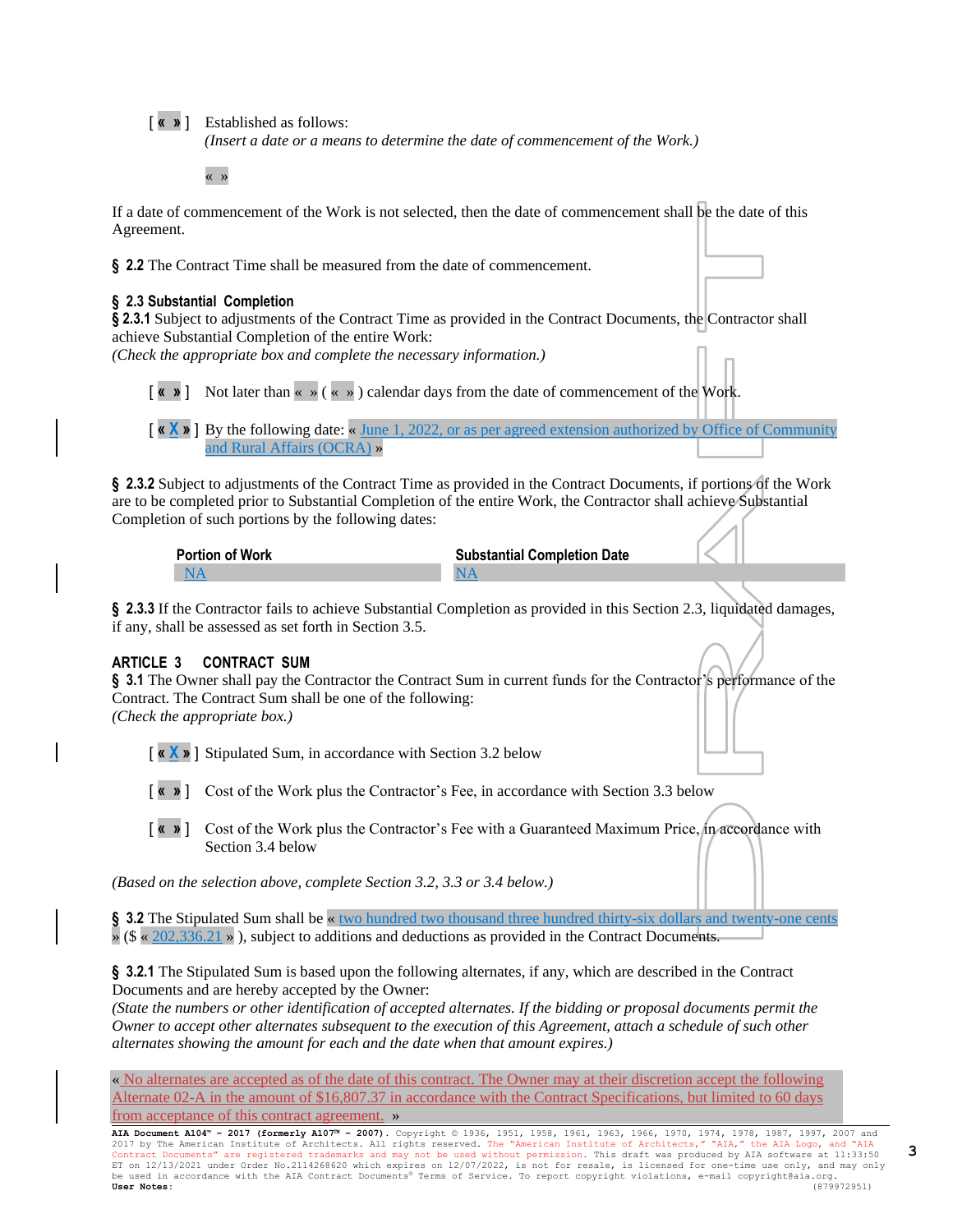[ « » ] Established as follows:
*(Insert a date or a means to determine the date of commencement of the Work.)*

« »

If a date of commencement of the Work is not selected, then the date of commencement shall be the date of this Agreement.

**§ 2.2** The Contract Time shall be measured from the date of commencement.

**§ 2.3 Substantial Completion**
**§ 2.3.1** Subject to adjustments of the Contract Time as provided in the Contract Documents, the Contractor shall achieve Substantial Completion of the entire Work:
*(Check the appropriate box and complete the necessary information.)*

[ « » ] Not later than « » ( « » ) calendar days from the date of commencement of the Work.

[ « X » ] By the following date: « June 1, 2022, or as per agreed extension authorized by Office of Community and Rural Affairs (OCRA) »

**§ 2.3.2** Subject to adjustments of the Contract Time as provided in the Contract Documents, if portions of the Work are to be completed prior to Substantial Completion of the entire Work, the Contractor shall achieve Substantial Completion of such portions by the following dates:

| Portion of Work | Substantial Completion Date |
|---|---|
| NA | NA |

**§ 2.3.3** If the Contractor fails to achieve Substantial Completion as provided in this Section 2.3, liquidated damages, if any, shall be assessed as set forth in Section 3.5.

## ARTICLE 3 CONTRACT SUM

**§ 3.1** The Owner shall pay the Contractor the Contract Sum in current funds for the Contractor's performance of the Contract. The Contract Sum shall be one of the following:
*(Check the appropriate box.)*

[ « X » ] Stipulated Sum, in accordance with Section 3.2 below

[ « » ] Cost of the Work plus the Contractor's Fee, in accordance with Section 3.3 below

[ « » ] Cost of the Work plus the Contractor's Fee with a Guaranteed Maximum Price, in accordance with Section 3.4 below

*(Based on the selection above, complete Section 3.2, 3.3 or 3.4 below.)*

**§ 3.2** The Stipulated Sum shall be « two hundred two thousand three hundred thirty-six dollars and twenty-one cents » ($ « 202,336.21 » ), subject to additions and deductions as provided in the Contract Documents.

**§ 3.2.1** The Stipulated Sum is based upon the following alternates, if any, which are described in the Contract Documents and are hereby accepted by the Owner:
*(State the numbers or other identification of accepted alternates. If the bidding or proposal documents permit the Owner to accept other alternates subsequent to the execution of this Agreement, attach a schedule of such other alternates showing the amount for each and the date when that amount expires.)*

« No alternates are accepted as of the date of this contract. The Owner may at their discretion accept the following Alternate 02-A in the amount of $16,807.37 in accordance with the Contract Specifications, but limited to 60 days from acceptance of this contract agreement. »

**AIA Document A104™ – 2017 (formerly A107™ – 2007).** Copyright © 1936, 1951, 1958, 1961, 1963, 1966, 1970, 1974, 1978, 1987, 1997, 2007 and 2017 by The American Institute of Architects. All rights reserved. The "American Institute of Architects," "AIA," the AIA Logo, and "AIA Contract Documents" are registered trademarks and may not be used without permission. This draft was produced by AIA software at 11:33:50 ET on 12/07/2022, is not for resale, is licensed for one-time use only, and may only be used in accordance with the AIA Contract Documents® Terms of Service. To report copyright violations, e-mail copyright@aia.org.
**User Notes:** (879972951)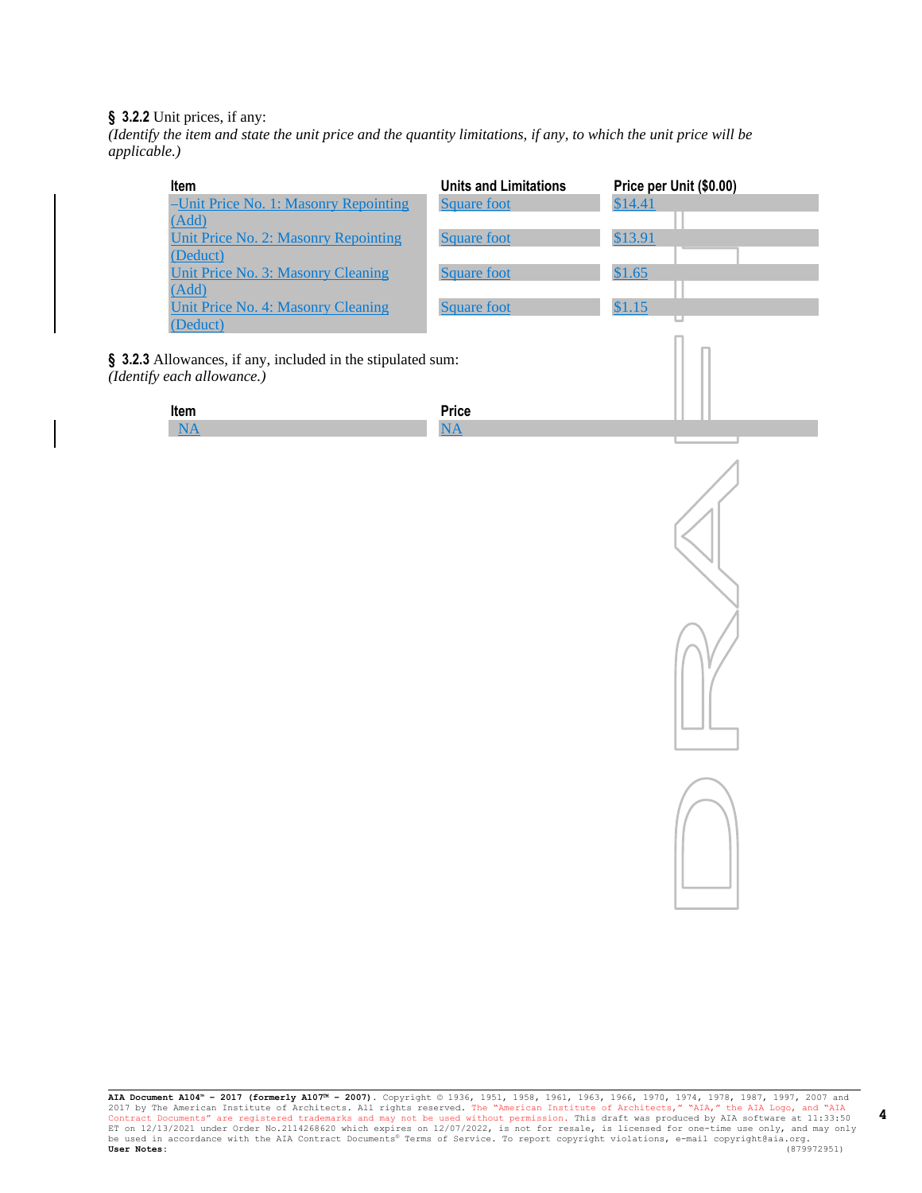**§ 3.2.2** Unit prices, if any:
*(Identify the item and state the unit price and the quantity limitations, if any, to which the unit price will be applicable.)*

| Item | Units and Limitations | Price per Unit ($0.00) |
|---|---|---|
| Unit Price No. 1: Masonry Repointing (Add) | Square foot | $14.41 |
| Unit Price No. 2: Masonry Repointing (Deduct) | Square foot | $13.91 |
| Unit Price No. 3: Masonry Cleaning (Add) | Square foot | $1.65 |
| Unit Price No. 4: Masonry Cleaning (Deduct) | Square foot | $1.15 |

**§ 3.2.3** Allowances, if any, included in the stipulated sum:
*(Identify each allowance.)*

| Item | Price |
|---|---|
| NA | NA |

**AIA Document A104™ – 2017 (formerly A107™ – 2007).** Copyright © 1936, 1951, 1958, 1961, 1963, 1966, 1970, 1974, 1978, 1987, 1997, 2007 and 2017 by The American Institute of Architects. All rights reserved. The "American Institute of Architects," "AIA," the AIA Logo, and "AIA Contract Documents" are registered trademarks and may not be used without permission. This draft was produced by AIA software at 11:33:50 ET on 12/13/2021 under Order No.2114268620 which expires on 12/07/2022, is not for resale, is licensed for one-time use only, and may only be used in accordance with the AIA Contract Documents® Terms of Service. To report copyright violations, e-mail copyright@aia.org.
**User Notes:** (879972951)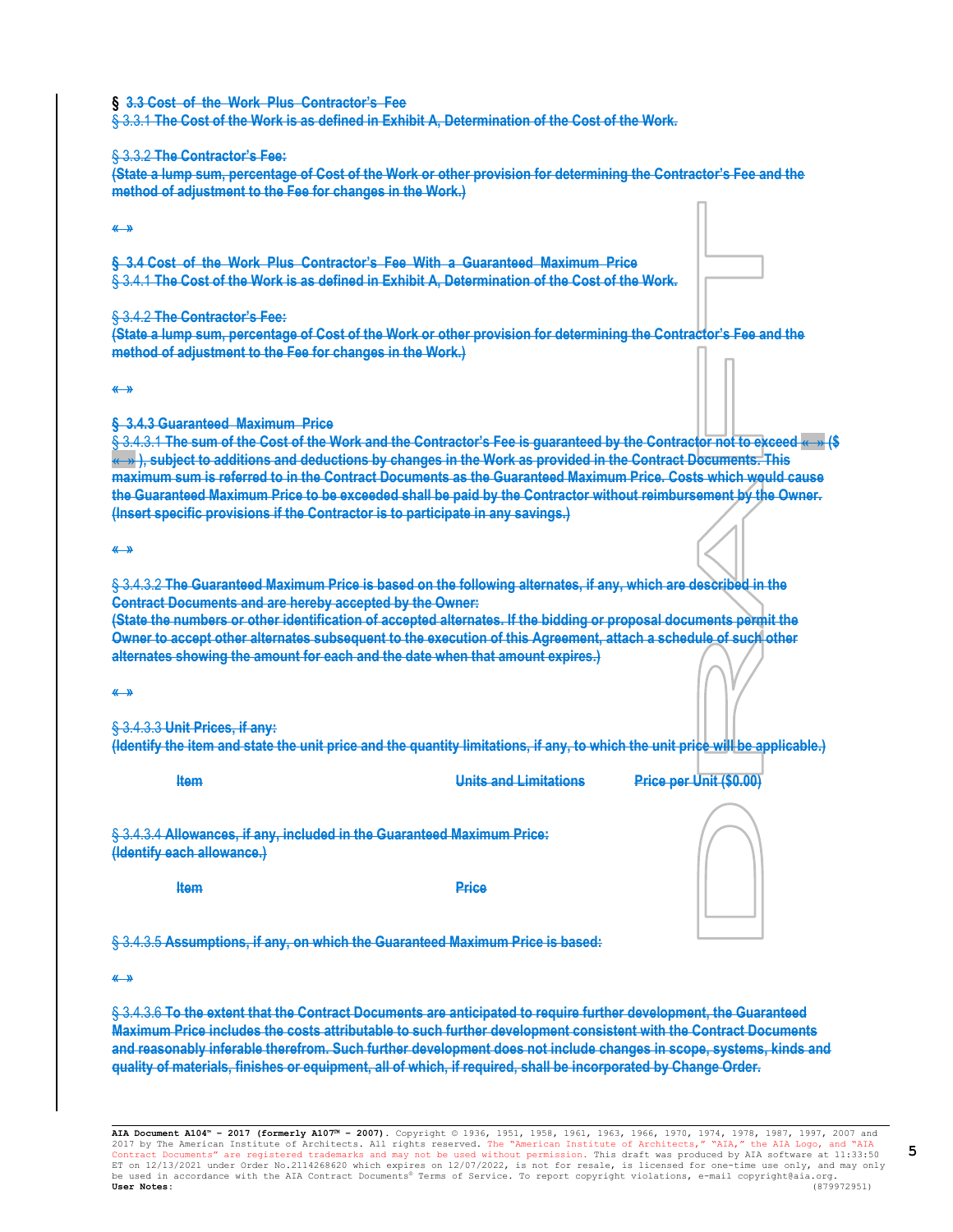**§ 3.3 Cost of the Work Plus Contractor's Fee**

§ 3.3.1 **The Cost of the Work is as defined in Exhibit A, Determination of the Cost of the Work.**

§ 3.3.2 **The Contractor's Fee:**

**(State a lump sum, percentage of Cost of the Work or other provision for determining the Contractor's Fee and the method of adjustment to the Fee for changes in the Work.)**

« »

**§ 3.4 Cost of the Work Plus Contractor's Fee With a Guaranteed Maximum Price**

§ 3.4.1 **The Cost of the Work is as defined in Exhibit A, Determination of the Cost of the Work.**

§ 3.4.2 **The Contractor's Fee:**

**(State a lump sum, percentage of Cost of the Work or other provision for determining the Contractor's Fee and the method of adjustment to the Fee for changes in the Work.)**

« »

**§ 3.4.3 Guaranteed Maximum Price**

§ 3.4.3.1 **The sum of the Cost of the Work and the Contractor's Fee is guaranteed by the Contractor not to exceed « » ($ « » ), subject to additions and deductions by changes in the Work as provided in the Contract Documents. This maximum sum is referred to in the Contract Documents as the Guaranteed Maximum Price. Costs which would cause the Guaranteed Maximum Price to be exceeded shall be paid by the Contractor without reimbursement by the Owner. (Insert specific provisions if the Contractor is to participate in any savings.)**

« »

§ 3.4.3.2 **The Guaranteed Maximum Price is based on the following alternates, if any, which are described in the Contract Documents and are hereby accepted by the Owner:**

**(State the numbers or other identification of accepted alternates. If the bidding or proposal documents permit the Owner to accept other alternates subsequent to the execution of this Agreement, attach a schedule of such other alternates showing the amount for each and the date when that amount expires.)**

« »

§ 3.4.3.3 **Unit Prices, if any:**

**(Identify the item and state the unit price and the quantity limitations, if any, to which the unit price will be applicable.)**

| Item | Units and Limitations | Price per Unit ($0.00) |
|---|---|---|

§ 3.4.3.4 **Allowances, if any, included in the Guaranteed Maximum Price:**

**(Identify each allowance.)**

| Item | Price |
|---|---|

§ 3.4.3.5 **Assumptions, if any, on which the Guaranteed Maximum Price is based:**

« »

§ 3.4.3.6 **To the extent that the Contract Documents are anticipated to require further development, the Guaranteed Maximum Price includes the costs attributable to such further development consistent with the Contract Documents and reasonably inferable therefrom. Such further development does not include changes in scope, systems, kinds and quality of materials, finishes or equipment, all of which, if required, shall be incorporated by Change Order.**

**AIA Document A104™ – 2017 (formerly A107™ – 2007).** Copyright © 1936, 1951, 1958, 1961, 1963, 1966, 1970, 1974, 1978, 1987, 1997, 2007 and 2017 by The American Institute of Architects. All rights reserved. The "American Institute of Architects," "AIA," the AIA Logo, and "AIA Contract Documents" are registered trademarks and may not be used without permission. This draft was produced by AIA software at 11:33:50 ET on 12/13/2021 under Order No.2114268620 which expires on 12/07/2022, is not for resale, is licensed for one-time use only, and may only be used in accordance with the AIA Contract Documents® Terms of Service. To report copyright violations, e-mail copyright@aia.org.
**User Notes:** (879972951)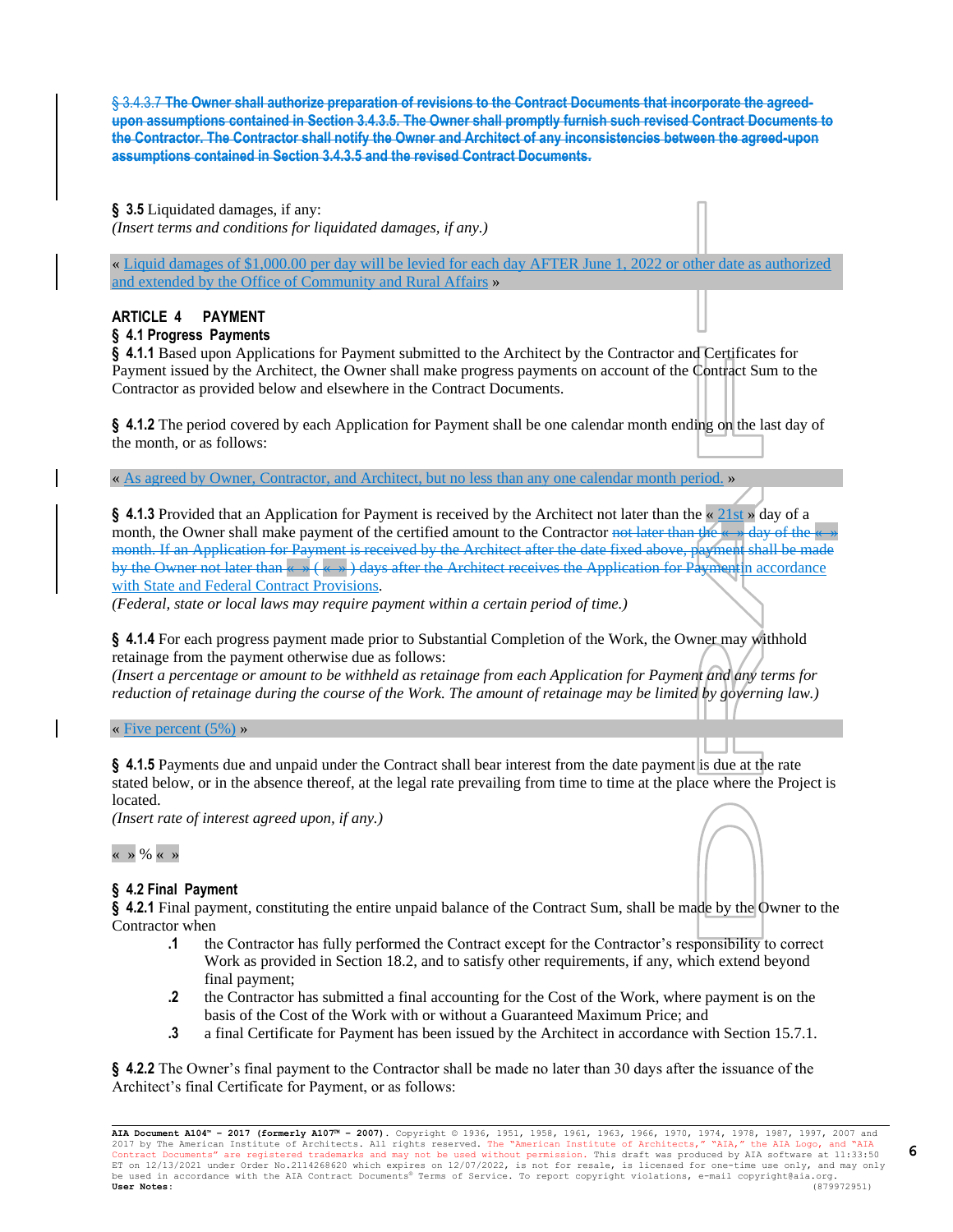~~§ 3.4.3.7 **The Owner shall authorize preparation of revisions to the Contract Documents that incorporate the agreed-upon assumptions contained in Section 3.4.3.5. The Owner shall promptly furnish such revised Contract Documents to the Contractor. The Contractor shall notify the Owner and Architect of any inconsistencies between the agreed-upon assumptions contained in Section 3.4.3.5 and the revised Contract Documents.**~~

**§ 3.5** Liquidated damages, if any:
*(Insert terms and conditions for liquidated damages, if any.)*

« Liquid damages of $1,000.00 per day will be levied for each day AFTER June 1, 2022 or other date as authorized and extended by the Office of Community and Rural Affairs »

## ARTICLE 4 PAYMENT

### § 4.1 Progress Payments

**§ 4.1.1** Based upon Applications for Payment submitted to the Architect by the Contractor and Certificates for Payment issued by the Architect, the Owner shall make progress payments on account of the Contract Sum to the Contractor as provided below and elsewhere in the Contract Documents.

**§ 4.1.2** The period covered by each Application for Payment shall be one calendar month ending on the last day of the month, or as follows:

« As agreed by Owner, Contractor, and Architect, but no less than any one calendar month period. »

**§ 4.1.3** Provided that an Application for Payment is received by the Architect not later than the « 21st » day of a month, the Owner shall make payment of the certified amount to the Contractor ~~not later than the « » day of the « » month. If an Application for Payment is received by the Architect after the date fixed above, payment shall be made by the Owner not later than « » ( « » ) days after the Architect receives the Application for Payment~~in accordance with State and Federal Contract Provisions.
*(Federal, state or local laws may require payment within a certain period of time.)*

**§ 4.1.4** For each progress payment made prior to Substantial Completion of the Work, the Owner may withhold retainage from the payment otherwise due as follows:
*(Insert a percentage or amount to be withheld as retainage from each Application for Payment and any terms for reduction of retainage during the course of the Work. The amount of retainage may be limited by governing law.)*

« Five percent (5%) »

**§ 4.1.5** Payments due and unpaid under the Contract shall bear interest from the date payment is due at the rate stated below, or in the absence thereof, at the legal rate prevailing from time to time at the place where the Project is located.
*(Insert rate of interest agreed upon, if any.)*

« » % « »

### § 4.2 Final Payment

**§ 4.2.1** Final payment, constituting the entire unpaid balance of the Contract Sum, shall be made by the Owner to the Contractor when

- **.1** the Contractor has fully performed the Contract except for the Contractor's responsibility to correct Work as provided in Section 18.2, and to satisfy other requirements, if any, which extend beyond final payment;
- **.2** the Contractor has submitted a final accounting for the Cost of the Work, where payment is on the basis of the Cost of the Work with or without a Guaranteed Maximum Price; and
- **.3** a final Certificate for Payment has been issued by the Architect in accordance with Section 15.7.1.

**§ 4.2.2** The Owner's final payment to the Contractor shall be made no later than 30 days after the issuance of the Architect's final Certificate for Payment, or as follows: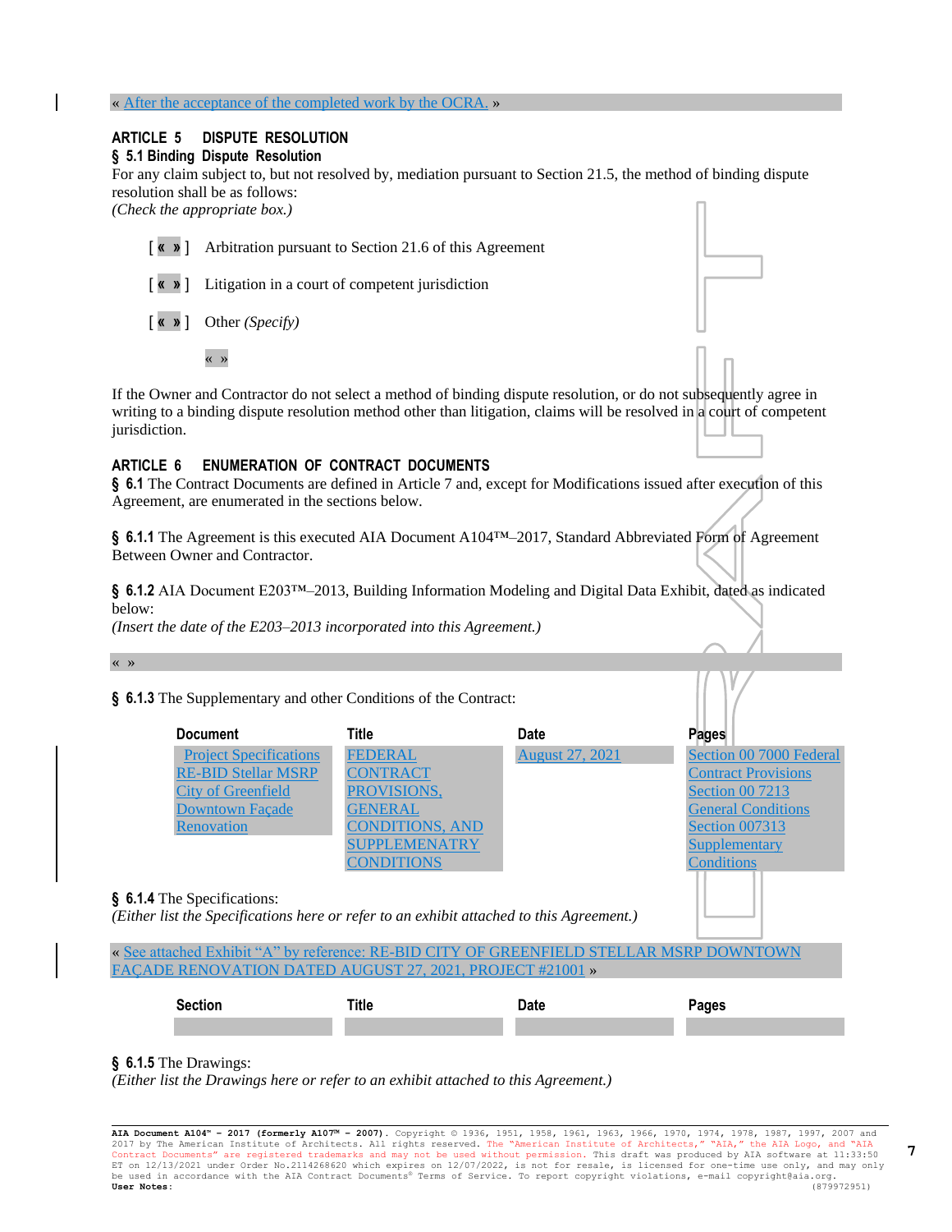« After the acceptance of the completed work by the OCRA. »

## ARTICLE 5 DISPUTE RESOLUTION

### § 5.1 Binding Dispute Resolution

For any claim subject to, but not resolved by, mediation pursuant to Section 21.5, the method of binding dispute resolution shall be as follows:
*(Check the appropriate box.)*

[ « » ] Arbitration pursuant to Section 21.6 of this Agreement

[ « » ] Litigation in a court of competent jurisdiction

[ « » ] Other *(Specify)*

« »

If the Owner and Contractor do not select a method of binding dispute resolution, or do not subsequently agree in writing to a binding dispute resolution method other than litigation, claims will be resolved in a court of competent jurisdiction.

## ARTICLE 6 ENUMERATION OF CONTRACT DOCUMENTS

**§ 6.1** The Contract Documents are defined in Article 7 and, except for Modifications issued after execution of this Agreement, are enumerated in the sections below.

**§ 6.1.1** The Agreement is this executed AIA Document A104™–2017, Standard Abbreviated Form of Agreement Between Owner and Contractor.

**§ 6.1.2** AIA Document E203™–2013, Building Information Modeling and Digital Data Exhibit, dated as indicated below:
*(Insert the date of the E203–2013 incorporated into this Agreement.)*

« »

**§ 6.1.3** The Supplementary and other Conditions of the Contract:

| Document | Title | Date | Pages |
|---|---|---|---|
| Project Specifications RE-BID Stellar MSRP City of Greenfield Downtown Façade Renovation | FEDERAL CONTRACT PROVISIONS, GENERAL CONDITIONS, AND SUPPLEMENATRY CONDITIONS | August 27, 2021 | Section 00 7000 Federal Contract Provisions Section 00 7213 General Conditions Section 007313 Supplementary Conditions |

**§ 6.1.4** The Specifications:
*(Either list the Specifications here or refer to an exhibit attached to this Agreement.)*

« See attached Exhibit "A" by reference: RE-BID CITY OF GREENFIELD STELLAR MSRP DOWNTOWN FAÇADE RENOVATION DATED AUGUST 27, 2021, PROJECT #21001 »

| Section | Title | Date | Pages |
|---|---|---|---|
| | | | |

**§ 6.1.5** The Drawings:
*(Either list the Drawings here or refer to an exhibit attached to this Agreement.)*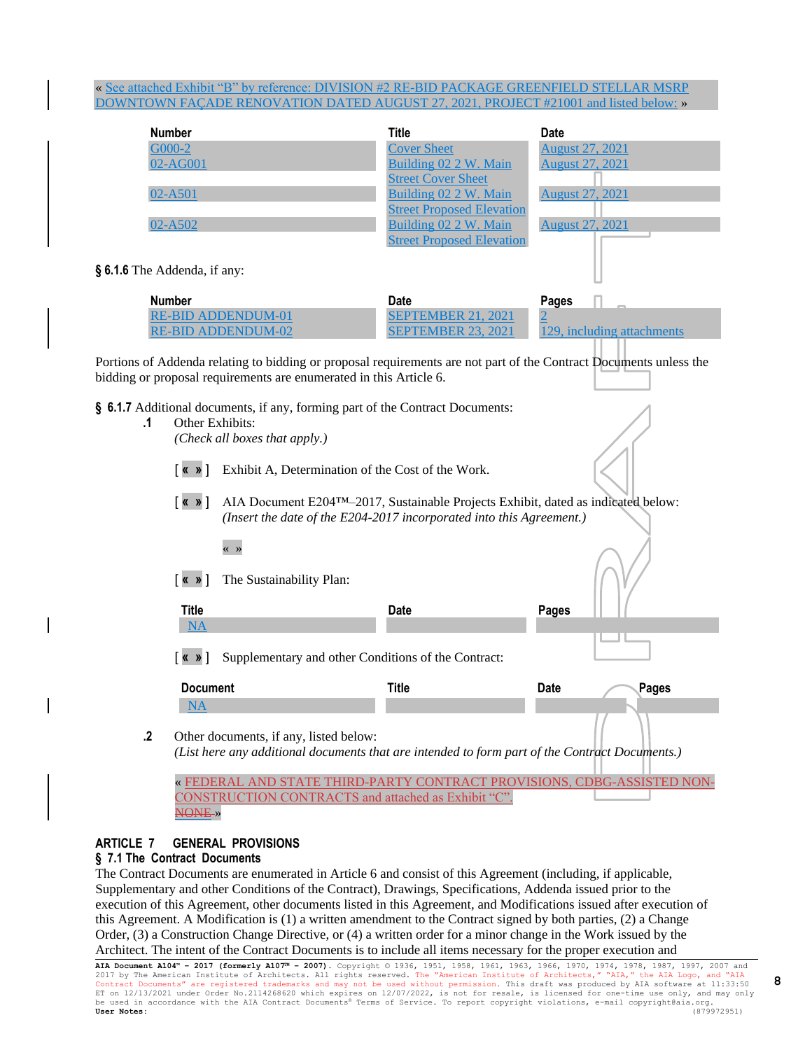« See attached Exhibit "B" by reference: DIVISION #2 RE-BID PACKAGE GREENFIELD STELLAR MSRP DOWNTOWN FAÇADE RENOVATION DATED AUGUST 27, 2021, PROJECT #21001 and listed below: »

| Number | Title | Date |
|---|---|---|
| G000-2 | Cover Sheet | August 27, 2021 |
| 02-AG001 | Building 02 2 W. Main Street Cover Sheet | August 27, 2021 |
| 02-A501 | Building 02 2 W. Main Street Proposed Elevation | August 27, 2021 |
| 02-A502 | Building 02 2 W. Main Street Proposed Elevation | August 27, 2021 |

**§ 6.1.6** The Addenda, if any:

| Number | Date | Pages |
|---|---|---|
| RE-BID ADDENDUM-01 | SEPTEMBER 21, 2021 | 2 |
| RE-BID ADDENDUM-02 | SEPTEMBER 23, 2021 | 129, including attachments |

Portions of Addenda relating to bidding or proposal requirements are not part of the Contract Documents unless the bidding or proposal requirements are enumerated in this Article 6.

**§ 6.1.7** Additional documents, if any, forming part of the Contract Documents:

**.1** Other Exhibits:
*(Check all boxes that apply.)*

[ « » ] Exhibit A, Determination of the Cost of the Work.

[ « » ] AIA Document E204™–2017, Sustainable Projects Exhibit, dated as indicated below:
*(Insert the date of the E204-2017 incorporated into this Agreement.)*

« »

[ « » ] The Sustainability Plan:

| Title | Date | Pages |
|---|---|---|
| NA | | |

[ « » ] Supplementary and other Conditions of the Contract:

| Document | Title | Date | Pages |
|---|---|---|---|
| NA | | | |

**.2** Other documents, if any, listed below:
*(List here any additional documents that are intended to form part of the Contract Documents.)*

« FEDERAL AND STATE THIRD-PARTY CONTRACT PROVISIONS, CDBG-ASSISTED NON-CONSTRUCTION CONTRACTS and attached as Exhibit "C".
~~NONE~~ »

## ARTICLE 7 GENERAL PROVISIONS

### § 7.1 The Contract Documents

The Contract Documents are enumerated in Article 6 and consist of this Agreement (including, if applicable, Supplementary and other Conditions of the Contract), Drawings, Specifications, Addenda issued prior to the execution of this Agreement, other documents listed in this Agreement, and Modifications issued after execution of this Agreement. A Modification is (1) a written amendment to the Contract signed by both parties, (2) a Change Order, (3) a Construction Change Directive, or (4) a written order for a minor change in the Work issued by the Architect. The intent of the Contract Documents is to include all items necessary for the proper execution and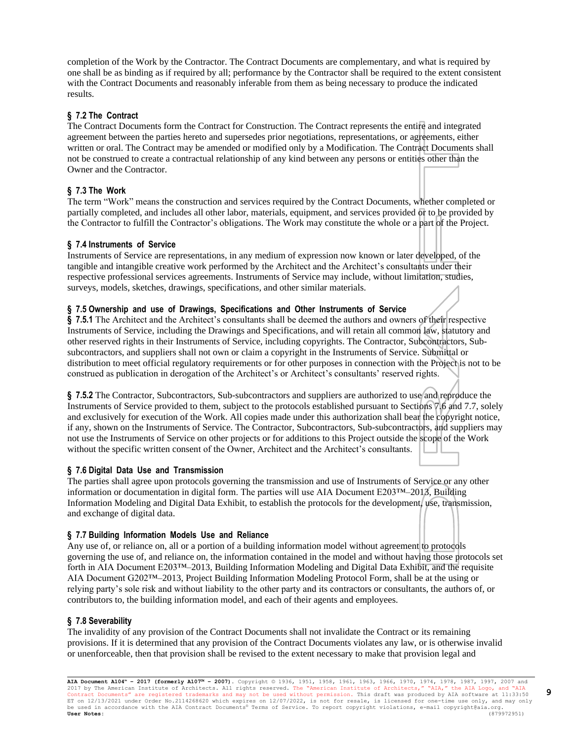completion of the Work by the Contractor. The Contract Documents are complementary, and what is required by one shall be as binding as if required by all; performance by the Contractor shall be required to the extent consistent with the Contract Documents and reasonably inferable from them as being necessary to produce the indicated results.

**§ 7.2 The Contract**

The Contract Documents form the Contract for Construction. The Contract represents the entire and integrated agreement between the parties hereto and supersedes prior negotiations, representations, or agreements, either written or oral. The Contract may be amended or modified only by a Modification. The Contract Documents shall not be construed to create a contractual relationship of any kind between any persons or entities other than the Owner and the Contractor.

**§ 7.3 The Work**

The term "Work" means the construction and services required by the Contract Documents, whether completed or partially completed, and includes all other labor, materials, equipment, and services provided or to be provided by the Contractor to fulfill the Contractor's obligations. The Work may constitute the whole or a part of the Project.

**§ 7.4 Instruments of Service**

Instruments of Service are representations, in any medium of expression now known or later developed, of the tangible and intangible creative work performed by the Architect and the Architect's consultants under their respective professional services agreements. Instruments of Service may include, without limitation, studies, surveys, models, sketches, drawings, specifications, and other similar materials.

**§ 7.5 Ownership and use of Drawings, Specifications and Other Instruments of Service**

**§ 7.5.1** The Architect and the Architect's consultants shall be deemed the authors and owners of their respective Instruments of Service, including the Drawings and Specifications, and will retain all common law, statutory and other reserved rights in their Instruments of Service, including copyrights. The Contractor, Subcontractors, Sub-subcontractors, and suppliers shall not own or claim a copyright in the Instruments of Service. Submittal or distribution to meet official regulatory requirements or for other purposes in connection with the Project is not to be construed as publication in derogation of the Architect's or Architect's consultants' reserved rights.

**§ 7.5.2** The Contractor, Subcontractors, Sub-subcontractors and suppliers are authorized to use and reproduce the Instruments of Service provided to them, subject to the protocols established pursuant to Sections 7.6 and 7.7, solely and exclusively for execution of the Work. All copies made under this authorization shall bear the copyright notice, if any, shown on the Instruments of Service. The Contractor, Subcontractors, Sub-subcontractors, and suppliers may not use the Instruments of Service on other projects or for additions to this Project outside the scope of the Work without the specific written consent of the Owner, Architect and the Architect's consultants.

**§ 7.6 Digital Data Use and Transmission**

The parties shall agree upon protocols governing the transmission and use of Instruments of Service or any other information or documentation in digital form. The parties will use AIA Document E203™–2013, Building Information Modeling and Digital Data Exhibit, to establish the protocols for the development, use, transmission, and exchange of digital data.

**§ 7.7 Building Information Models Use and Reliance**

Any use of, or reliance on, all or a portion of a building information model without agreement to protocols governing the use of, and reliance on, the information contained in the model and without having those protocols set forth in AIA Document E203™–2013, Building Information Modeling and Digital Data Exhibit, and the requisite AIA Document G202™–2013, Project Building Information Modeling Protocol Form, shall be at the using or relying party's sole risk and without liability to the other party and its contractors or consultants, the authors of, or contributors to, the building information model, and each of their agents and employees.

**§ 7.8 Severability**

The invalidity of any provision of the Contract Documents shall not invalidate the Contract or its remaining provisions. If it is determined that any provision of the Contract Documents violates any law, or is otherwise invalid or unenforceable, then that provision shall be revised to the extent necessary to make that provision legal and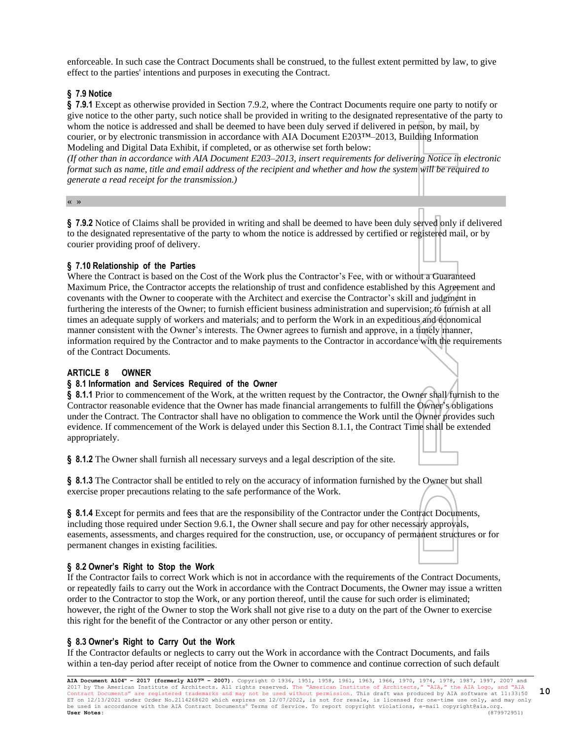enforceable. In such case the Contract Documents shall be construed, to the fullest extent permitted by law, to give effect to the parties' intentions and purposes in executing the Contract.

### § 7.9 Notice

**§ 7.9.1** Except as otherwise provided in Section 7.9.2, where the Contract Documents require one party to notify or give notice to the other party, such notice shall be provided in writing to the designated representative of the party to whom the notice is addressed and shall be deemed to have been duly served if delivered in person, by mail, by courier, or by electronic transmission in accordance with AIA Document E203™–2013, Building Information Modeling and Digital Data Exhibit, if completed, or as otherwise set forth below:

*(If other than in accordance with AIA Document E203–2013, insert requirements for delivering Notice in electronic format such as name, title and email address of the recipient and whether and how the system will be required to generate a read receipt for the transmission.)*

« »

**§ 7.9.2** Notice of Claims shall be provided in writing and shall be deemed to have been duly served only if delivered to the designated representative of the party to whom the notice is addressed by certified or registered mail, or by courier providing proof of delivery.

### § 7.10 Relationship of the Parties

Where the Contract is based on the Cost of the Work plus the Contractor's Fee, with or without a Guaranteed Maximum Price, the Contractor accepts the relationship of trust and confidence established by this Agreement and covenants with the Owner to cooperate with the Architect and exercise the Contractor's skill and judgment in furthering the interests of the Owner; to furnish efficient business administration and supervision; to furnish at all times an adequate supply of workers and materials; and to perform the Work in an expeditious and economical manner consistent with the Owner's interests. The Owner agrees to furnish and approve, in a timely manner, information required by the Contractor and to make payments to the Contractor in accordance with the requirements of the Contract Documents.

## ARTICLE 8 OWNER

### § 8.1 Information and Services Required of the Owner

**§ 8.1.1** Prior to commencement of the Work, at the written request by the Contractor, the Owner shall furnish to the Contractor reasonable evidence that the Owner has made financial arrangements to fulfill the Owner's obligations under the Contract. The Contractor shall have no obligation to commence the Work until the Owner provides such evidence. If commencement of the Work is delayed under this Section 8.1.1, the Contract Time shall be extended appropriately.

**§ 8.1.2** The Owner shall furnish all necessary surveys and a legal description of the site.

**§ 8.1.3** The Contractor shall be entitled to rely on the accuracy of information furnished by the Owner but shall exercise proper precautions relating to the safe performance of the Work.

**§ 8.1.4** Except for permits and fees that are the responsibility of the Contractor under the Contract Documents, including those required under Section 9.6.1, the Owner shall secure and pay for other necessary approvals, easements, assessments, and charges required for the construction, use, or occupancy of permanent structures or for permanent changes in existing facilities.

### § 8.2 Owner's Right to Stop the Work

If the Contractor fails to correct Work which is not in accordance with the requirements of the Contract Documents, or repeatedly fails to carry out the Work in accordance with the Contract Documents, the Owner may issue a written order to the Contractor to stop the Work, or any portion thereof, until the cause for such order is eliminated; however, the right of the Owner to stop the Work shall not give rise to a duty on the part of the Owner to exercise this right for the benefit of the Contractor or any other person or entity.

### § 8.3 Owner's Right to Carry Out the Work

If the Contractor defaults or neglects to carry out the Work in accordance with the Contract Documents, and fails within a ten-day period after receipt of notice from the Owner to commence and continue correction of such default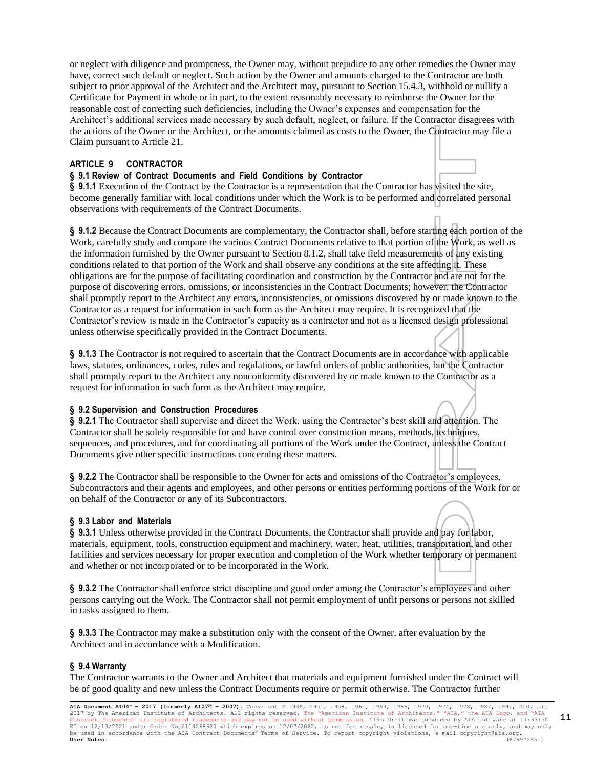or neglect with diligence and promptness, the Owner may, without prejudice to any other remedies the Owner may have, correct such default or neglect. Such action by the Owner and amounts charged to the Contractor are both subject to prior approval of the Architect and the Architect may, pursuant to Section 15.4.3, withhold or nullify a Certificate for Payment in whole or in part, to the extent reasonably necessary to reimburse the Owner for the reasonable cost of correcting such deficiencies, including the Owner's expenses and compensation for the Architect's additional services made necessary by such default, neglect, or failure. If the Contractor disagrees with the actions of the Owner or the Architect, or the amounts claimed as costs to the Owner, the Contractor may file a Claim pursuant to Article 21.

## ARTICLE 9 CONTRACTOR

### § 9.1 Review of Contract Documents and Field Conditions by Contractor

**§ 9.1.1** Execution of the Contract by the Contractor is a representation that the Contractor has visited the site, become generally familiar with local conditions under which the Work is to be performed and correlated personal observations with requirements of the Contract Documents.

**§ 9.1.2** Because the Contract Documents are complementary, the Contractor shall, before starting each portion of the Work, carefully study and compare the various Contract Documents relative to that portion of the Work, as well as the information furnished by the Owner pursuant to Section 8.1.2, shall take field measurements of any existing conditions related to that portion of the Work and shall observe any conditions at the site affecting it. These obligations are for the purpose of facilitating coordination and construction by the Contractor and are not for the purpose of discovering errors, omissions, or inconsistencies in the Contract Documents; however, the Contractor shall promptly report to the Architect any errors, inconsistencies, or omissions discovered by or made known to the Contractor as a request for information in such form as the Architect may require. It is recognized that the Contractor's review is made in the Contractor's capacity as a contractor and not as a licensed design professional unless otherwise specifically provided in the Contract Documents.

**§ 9.1.3** The Contractor is not required to ascertain that the Contract Documents are in accordance with applicable laws, statutes, ordinances, codes, rules and regulations, or lawful orders of public authorities, but the Contractor shall promptly report to the Architect any nonconformity discovered by or made known to the Contractor as a request for information in such form as the Architect may require.

### § 9.2 Supervision and Construction Procedures

**§ 9.2.1** The Contractor shall supervise and direct the Work, using the Contractor's best skill and attention. The Contractor shall be solely responsible for and have control over construction means, methods, techniques, sequences, and procedures, and for coordinating all portions of the Work under the Contract, unless the Contract Documents give other specific instructions concerning these matters.

**§ 9.2.2** The Contractor shall be responsible to the Owner for acts and omissions of the Contractor's employees, Subcontractors and their agents and employees, and other persons or entities performing portions of the Work for or on behalf of the Contractor or any of its Subcontractors.

### § 9.3 Labor and Materials

**§ 9.3.1** Unless otherwise provided in the Contract Documents, the Contractor shall provide and pay for labor, materials, equipment, tools, construction equipment and machinery, water, heat, utilities, transportation, and other facilities and services necessary for proper execution and completion of the Work whether temporary or permanent and whether or not incorporated or to be incorporated in the Work.

**§ 9.3.2** The Contractor shall enforce strict discipline and good order among the Contractor's employees and other persons carrying out the Work. The Contractor shall not permit employment of unfit persons or persons not skilled in tasks assigned to them.

**§ 9.3.3** The Contractor may make a substitution only with the consent of the Owner, after evaluation by the Architect and in accordance with a Modification.

### § 9.4 Warranty

The Contractor warrants to the Owner and Architect that materials and equipment furnished under the Contract will be of good quality and new unless the Contract Documents require or permit otherwise. The Contractor further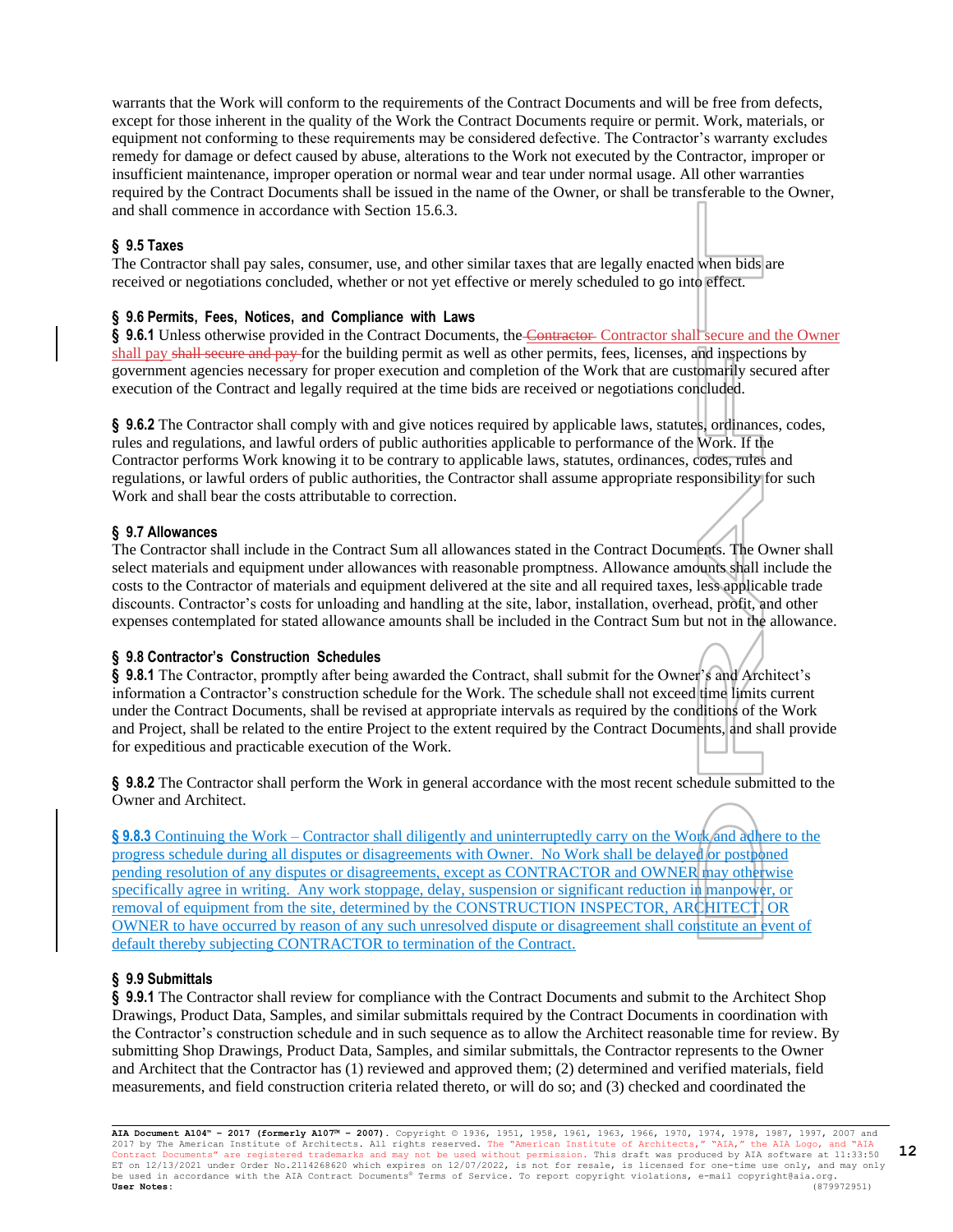warrants that the Work will conform to the requirements of the Contract Documents and will be free from defects, except for those inherent in the quality of the Work the Contract Documents require or permit. Work, materials, or equipment not conforming to these requirements may be considered defective. The Contractor's warranty excludes remedy for damage or defect caused by abuse, alterations to the Work not executed by the Contractor, improper or insufficient maintenance, improper operation or normal wear and tear under normal usage. All other warranties required by the Contract Documents shall be issued in the name of the Owner, or shall be transferable to the Owner, and shall commence in accordance with Section 15.6.3.

### § 9.5 Taxes

The Contractor shall pay sales, consumer, use, and other similar taxes that are legally enacted when bids are received or negotiations concluded, whether or not yet effective or merely scheduled to go into effect.

### § 9.6 Permits, Fees, Notices, and Compliance with Laws

**§ 9.6.1** Unless otherwise provided in the Contract Documents, the ~~Contractor~~ Contractor shall secure and the Owner shall pay ~~shall secure and pay~~ for the building permit as well as other permits, fees, licenses, and inspections by government agencies necessary for proper execution and completion of the Work that are customarily secured after execution of the Contract and legally required at the time bids are received or negotiations concluded.

**§ 9.6.2** The Contractor shall comply with and give notices required by applicable laws, statutes, ordinances, codes, rules and regulations, and lawful orders of public authorities applicable to performance of the Work. If the Contractor performs Work knowing it to be contrary to applicable laws, statutes, ordinances, codes, rules and regulations, or lawful orders of public authorities, the Contractor shall assume appropriate responsibility for such Work and shall bear the costs attributable to correction.

### § 9.7 Allowances

The Contractor shall include in the Contract Sum all allowances stated in the Contract Documents. The Owner shall select materials and equipment under allowances with reasonable promptness. Allowance amounts shall include the costs to the Contractor of materials and equipment delivered at the site and all required taxes, less applicable trade discounts. Contractor's costs for unloading and handling at the site, labor, installation, overhead, profit, and other expenses contemplated for stated allowance amounts shall be included in the Contract Sum but not in the allowance.

### § 9.8 Contractor's Construction Schedules

**§ 9.8.1** The Contractor, promptly after being awarded the Contract, shall submit for the Owner's and Architect's information a Contractor's construction schedule for the Work. The schedule shall not exceed time limits current under the Contract Documents, shall be revised at appropriate intervals as required by the conditions of the Work and Project, shall be related to the entire Project to the extent required by the Contract Documents, and shall provide for expeditious and practicable execution of the Work.

**§ 9.8.2** The Contractor shall perform the Work in general accordance with the most recent schedule submitted to the Owner and Architect.

**§ 9.8.3** Continuing the Work – Contractor shall diligently and uninterruptedly carry on the Work and adhere to the progress schedule during all disputes or disagreements with Owner. No Work shall be delayed or postponed pending resolution of any disputes or disagreements, except as CONTRACTOR and OWNER may otherwise specifically agree in writing. Any work stoppage, delay, suspension or significant reduction in manpower, or removal of equipment from the site, determined by the CONSTRUCTION INSPECTOR, ARCHITECT, OR OWNER to have occurred by reason of any such unresolved dispute or disagreement shall constitute an event of default thereby subjecting CONTRACTOR to termination of the Contract.

### § 9.9 Submittals

**§ 9.9.1** The Contractor shall review for compliance with the Contract Documents and submit to the Architect Shop Drawings, Product Data, Samples, and similar submittals required by the Contract Documents in coordination with the Contractor's construction schedule and in such sequence as to allow the Architect reasonable time for review. By submitting Shop Drawings, Product Data, Samples, and similar submittals, the Contractor represents to the Owner and Architect that the Contractor has (1) reviewed and approved them; (2) determined and verified materials, field measurements, and field construction criteria related thereto, or will do so; and (3) checked and coordinated the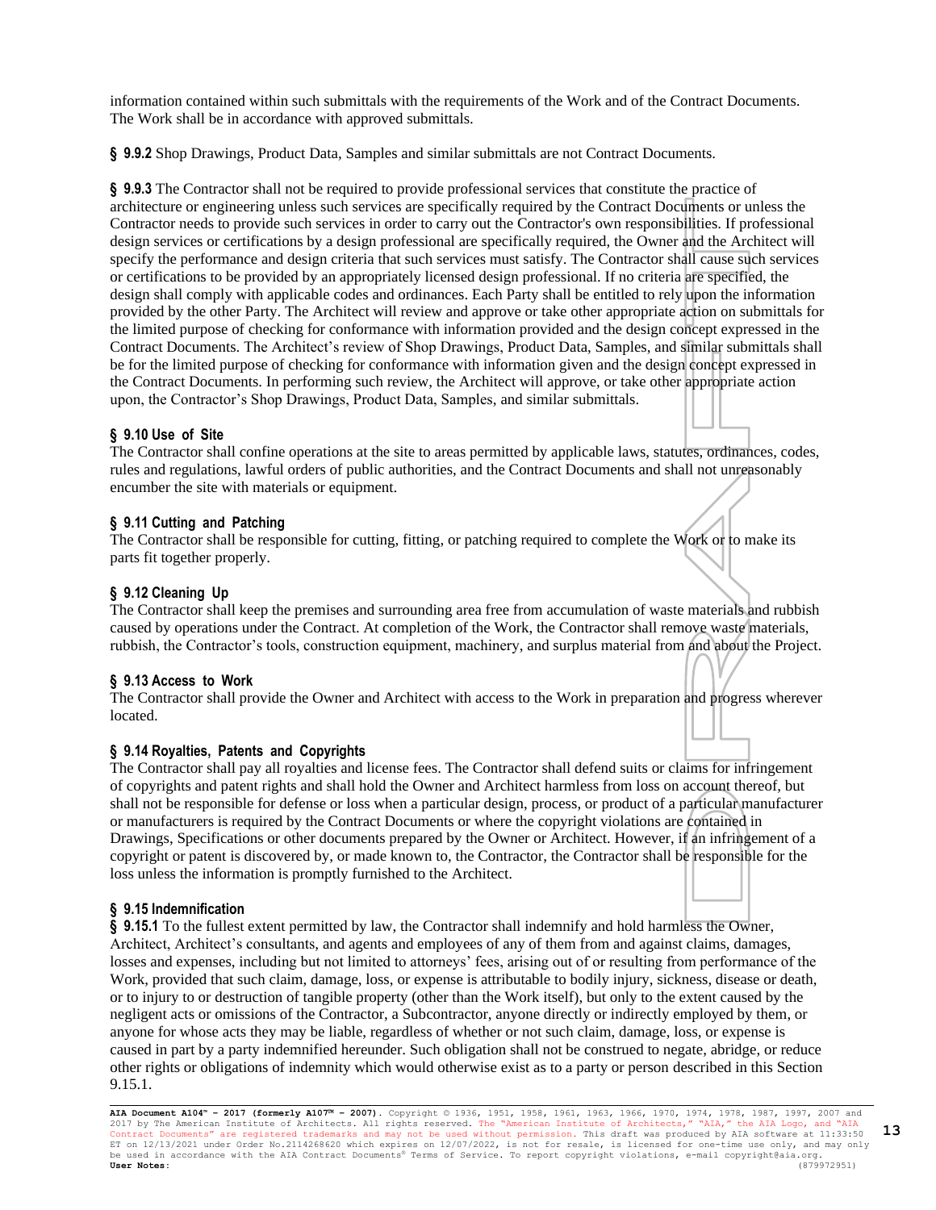information contained within such submittals with the requirements of the Work and of the Contract Documents. The Work shall be in accordance with approved submittals.

**§ 9.9.2** Shop Drawings, Product Data, Samples and similar submittals are not Contract Documents.

**§ 9.9.3** The Contractor shall not be required to provide professional services that constitute the practice of architecture or engineering unless such services are specifically required by the Contract Documents or unless the Contractor needs to provide such services in order to carry out the Contractor's own responsibilities. If professional design services or certifications by a design professional are specifically required, the Owner and the Architect will specify the performance and design criteria that such services must satisfy. The Contractor shall cause such services or certifications to be provided by an appropriately licensed design professional. If no criteria are specified, the design shall comply with applicable codes and ordinances. Each Party shall be entitled to rely upon the information provided by the other Party. The Architect will review and approve or take other appropriate action on submittals for the limited purpose of checking for conformance with information provided and the design concept expressed in the Contract Documents. The Architect's review of Shop Drawings, Product Data, Samples, and similar submittals shall be for the limited purpose of checking for conformance with information given and the design concept expressed in the Contract Documents. In performing such review, the Architect will approve, or take other appropriate action upon, the Contractor's Shop Drawings, Product Data, Samples, and similar submittals.

### § 9.10 Use of Site

The Contractor shall confine operations at the site to areas permitted by applicable laws, statutes, ordinances, codes, rules and regulations, lawful orders of public authorities, and the Contract Documents and shall not unreasonably encumber the site with materials or equipment.

### § 9.11 Cutting and Patching

The Contractor shall be responsible for cutting, fitting, or patching required to complete the Work or to make its parts fit together properly.

### § 9.12 Cleaning Up

The Contractor shall keep the premises and surrounding area free from accumulation of waste materials and rubbish caused by operations under the Contract. At completion of the Work, the Contractor shall remove waste materials, rubbish, the Contractor's tools, construction equipment, machinery, and surplus material from and about the Project.

### § 9.13 Access to Work

The Contractor shall provide the Owner and Architect with access to the Work in preparation and progress wherever located.

### § 9.14 Royalties, Patents and Copyrights

The Contractor shall pay all royalties and license fees. The Contractor shall defend suits or claims for infringement of copyrights and patent rights and shall hold the Owner and Architect harmless from loss on account thereof, but shall not be responsible for defense or loss when a particular design, process, or product of a particular manufacturer or manufacturers is required by the Contract Documents or where the copyright violations are contained in Drawings, Specifications or other documents prepared by the Owner or Architect. However, if an infringement of a copyright or patent is discovered by, or made known to, the Contractor, the Contractor shall be responsible for the loss unless the information is promptly furnished to the Architect.

### § 9.15 Indemnification

**§ 9.15.1** To the fullest extent permitted by law, the Contractor shall indemnify and hold harmless the Owner, Architect, Architect's consultants, and agents and employees of any of them from and against claims, damages, losses and expenses, including but not limited to attorneys' fees, arising out of or resulting from performance of the Work, provided that such claim, damage, loss, or expense is attributable to bodily injury, sickness, disease or death, or to injury to or destruction of tangible property (other than the Work itself), but only to the extent caused by the negligent acts or omissions of the Contractor, a Subcontractor, anyone directly or indirectly employed by them, or anyone for whose acts they may be liable, regardless of whether or not such claim, damage, loss, or expense is caused in part by a party indemnified hereunder. Such obligation shall not be construed to negate, abridge, or reduce other rights or obligations of indemnity which would otherwise exist as to a party or person described in this Section 9.15.1.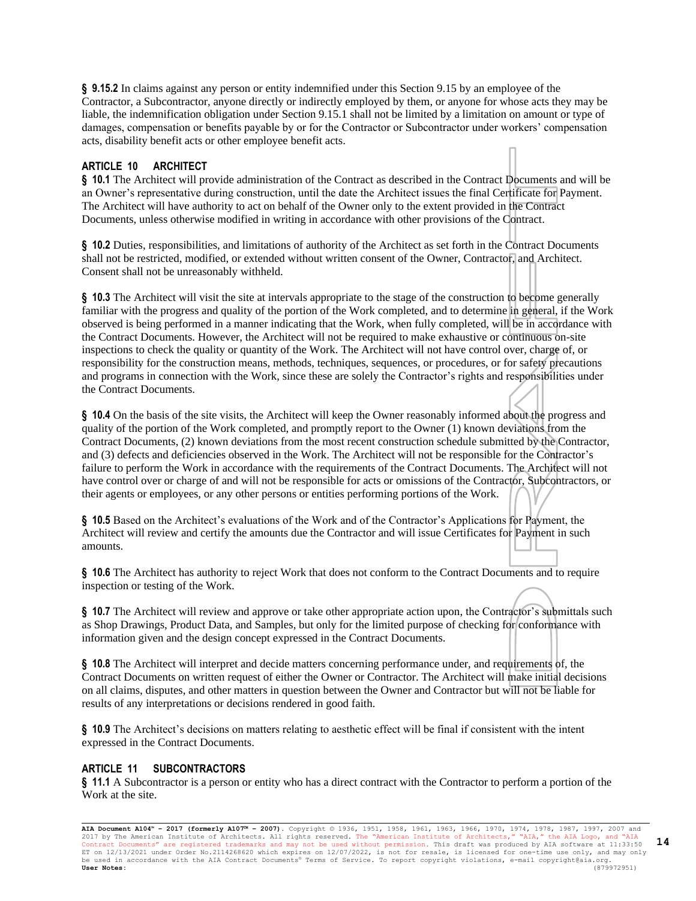**§ 9.15.2** In claims against any person or entity indemnified under this Section 9.15 by an employee of the Contractor, a Subcontractor, anyone directly or indirectly employed by them, or anyone for whose acts they may be liable, the indemnification obligation under Section 9.15.1 shall not be limited by a limitation on amount or type of damages, compensation or benefits payable by or for the Contractor or Subcontractor under workers' compensation acts, disability benefit acts or other employee benefit acts.

## ARTICLE 10 ARCHITECT

**§ 10.1** The Architect will provide administration of the Contract as described in the Contract Documents and will be an Owner's representative during construction, until the date the Architect issues the final Certificate for Payment. The Architect will have authority to act on behalf of the Owner only to the extent provided in the Contract Documents, unless otherwise modified in writing in accordance with other provisions of the Contract.

**§ 10.2** Duties, responsibilities, and limitations of authority of the Architect as set forth in the Contract Documents shall not be restricted, modified, or extended without written consent of the Owner, Contractor, and Architect. Consent shall not be unreasonably withheld.

**§ 10.3** The Architect will visit the site at intervals appropriate to the stage of the construction to become generally familiar with the progress and quality of the portion of the Work completed, and to determine in general, if the Work observed is being performed in a manner indicating that the Work, when fully completed, will be in accordance with the Contract Documents. However, the Architect will not be required to make exhaustive or continuous on-site inspections to check the quality or quantity of the Work. The Architect will not have control over, charge of, or responsibility for the construction means, methods, techniques, sequences, or procedures, or for safety precautions and programs in connection with the Work, since these are solely the Contractor's rights and responsibilities under the Contract Documents.

**§ 10.4** On the basis of the site visits, the Architect will keep the Owner reasonably informed about the progress and quality of the portion of the Work completed, and promptly report to the Owner (1) known deviations from the Contract Documents, (2) known deviations from the most recent construction schedule submitted by the Contractor, and (3) defects and deficiencies observed in the Work. The Architect will not be responsible for the Contractor's failure to perform the Work in accordance with the requirements of the Contract Documents. The Architect will not have control over or charge of and will not be responsible for acts or omissions of the Contractor, Subcontractors, or their agents or employees, or any other persons or entities performing portions of the Work.

**§ 10.5** Based on the Architect's evaluations of the Work and of the Contractor's Applications for Payment, the Architect will review and certify the amounts due the Contractor and will issue Certificates for Payment in such amounts.

**§ 10.6** The Architect has authority to reject Work that does not conform to the Contract Documents and to require inspection or testing of the Work.

**§ 10.7** The Architect will review and approve or take other appropriate action upon, the Contractor's submittals such as Shop Drawings, Product Data, and Samples, but only for the limited purpose of checking for conformance with information given and the design concept expressed in the Contract Documents.

**§ 10.8** The Architect will interpret and decide matters concerning performance under, and requirements of, the Contract Documents on written request of either the Owner or Contractor. The Architect will make initial decisions on all claims, disputes, and other matters in question between the Owner and Contractor but will not be liable for results of any interpretations or decisions rendered in good faith.

**§ 10.9** The Architect's decisions on matters relating to aesthetic effect will be final if consistent with the intent expressed in the Contract Documents.

## ARTICLE 11 SUBCONTRACTORS

**§ 11.1** A Subcontractor is a person or entity who has a direct contract with the Contractor to perform a portion of the Work at the site.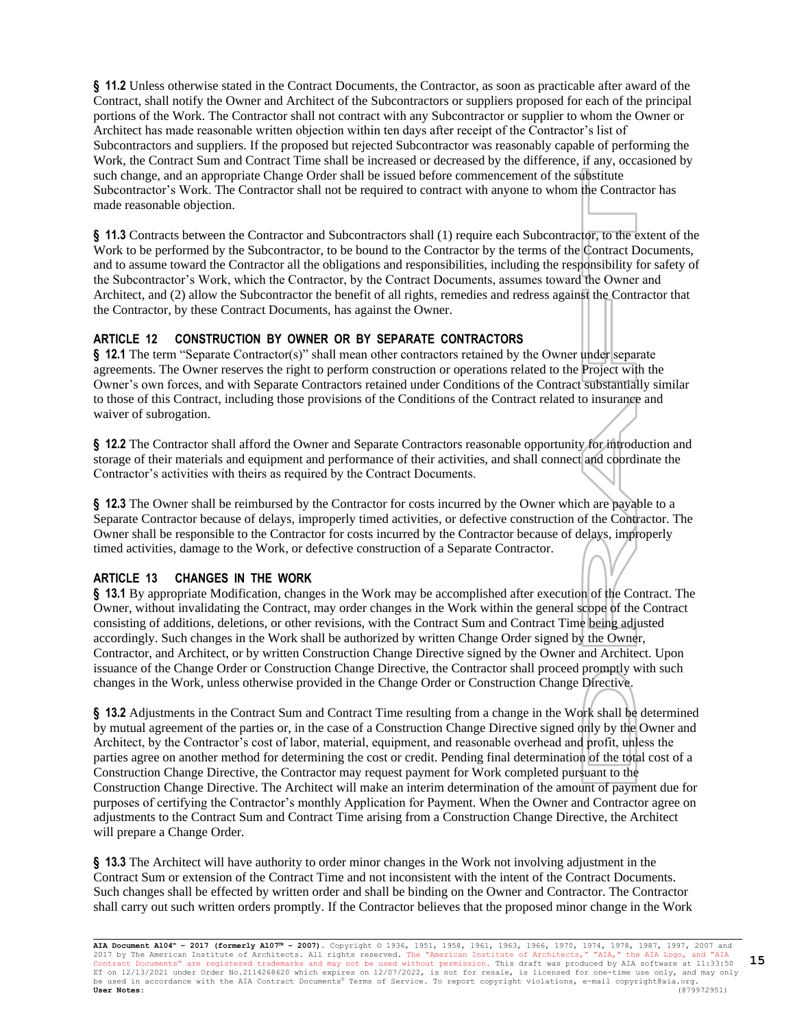**§ 11.2** Unless otherwise stated in the Contract Documents, the Contractor, as soon as practicable after award of the Contract, shall notify the Owner and Architect of the Subcontractors or suppliers proposed for each of the principal portions of the Work. The Contractor shall not contract with any Subcontractor or supplier to whom the Owner or Architect has made reasonable written objection within ten days after receipt of the Contractor's list of Subcontractors and suppliers. If the proposed but rejected Subcontractor was reasonably capable of performing the Work, the Contract Sum and Contract Time shall be increased or decreased by the difference, if any, occasioned by such change, and an appropriate Change Order shall be issued before commencement of the substitute Subcontractor's Work. The Contractor shall not be required to contract with anyone to whom the Contractor has made reasonable objection.

**§ 11.3** Contracts between the Contractor and Subcontractors shall (1) require each Subcontractor, to the extent of the Work to be performed by the Subcontractor, to be bound to the Contractor by the terms of the Contract Documents, and to assume toward the Contractor all the obligations and responsibilities, including the responsibility for safety of the Subcontractor's Work, which the Contractor, by the Contract Documents, assumes toward the Owner and Architect, and (2) allow the Subcontractor the benefit of all rights, remedies and redress against the Contractor that the Contractor, by these Contract Documents, has against the Owner.

## ARTICLE 12 CONSTRUCTION BY OWNER OR BY SEPARATE CONTRACTORS

**§ 12.1** The term "Separate Contractor(s)" shall mean other contractors retained by the Owner under separate agreements. The Owner reserves the right to perform construction or operations related to the Project with the Owner's own forces, and with Separate Contractors retained under Conditions of the Contract substantially similar to those of this Contract, including those provisions of the Conditions of the Contract related to insurance and waiver of subrogation.

**§ 12.2** The Contractor shall afford the Owner and Separate Contractors reasonable opportunity for introduction and storage of their materials and equipment and performance of their activities, and shall connect and coordinate the Contractor's activities with theirs as required by the Contract Documents.

**§ 12.3** The Owner shall be reimbursed by the Contractor for costs incurred by the Owner which are payable to a Separate Contractor because of delays, improperly timed activities, or defective construction of the Contractor. The Owner shall be responsible to the Contractor for costs incurred by the Contractor because of delays, improperly timed activities, damage to the Work, or defective construction of a Separate Contractor.

## ARTICLE 13 CHANGES IN THE WORK

**§ 13.1** By appropriate Modification, changes in the Work may be accomplished after execution of the Contract. The Owner, without invalidating the Contract, may order changes in the Work within the general scope of the Contract consisting of additions, deletions, or other revisions, with the Contract Sum and Contract Time being adjusted accordingly. Such changes in the Work shall be authorized by written Change Order signed by the Owner, Contractor, and Architect, or by written Construction Change Directive signed by the Owner and Architect. Upon issuance of the Change Order or Construction Change Directive, the Contractor shall proceed promptly with such changes in the Work, unless otherwise provided in the Change Order or Construction Change Directive.

**§ 13.2** Adjustments in the Contract Sum and Contract Time resulting from a change in the Work shall be determined by mutual agreement of the parties or, in the case of a Construction Change Directive signed only by the Owner and Architect, by the Contractor's cost of labor, material, equipment, and reasonable overhead and profit, unless the parties agree on another method for determining the cost or credit. Pending final determination of the total cost of a Construction Change Directive, the Contractor may request payment for Work completed pursuant to the Construction Change Directive. The Architect will make an interim determination of the amount of payment due for purposes of certifying the Contractor's monthly Application for Payment. When the Owner and Contractor agree on adjustments to the Contract Sum and Contract Time arising from a Construction Change Directive, the Architect will prepare a Change Order.

**§ 13.3** The Architect will have authority to order minor changes in the Work not involving adjustment in the Contract Sum or extension of the Contract Time and not inconsistent with the intent of the Contract Documents. Such changes shall be effected by written order and shall be binding on the Owner and Contractor. The Contractor shall carry out such written orders promptly. If the Contractor believes that the proposed minor change in the Work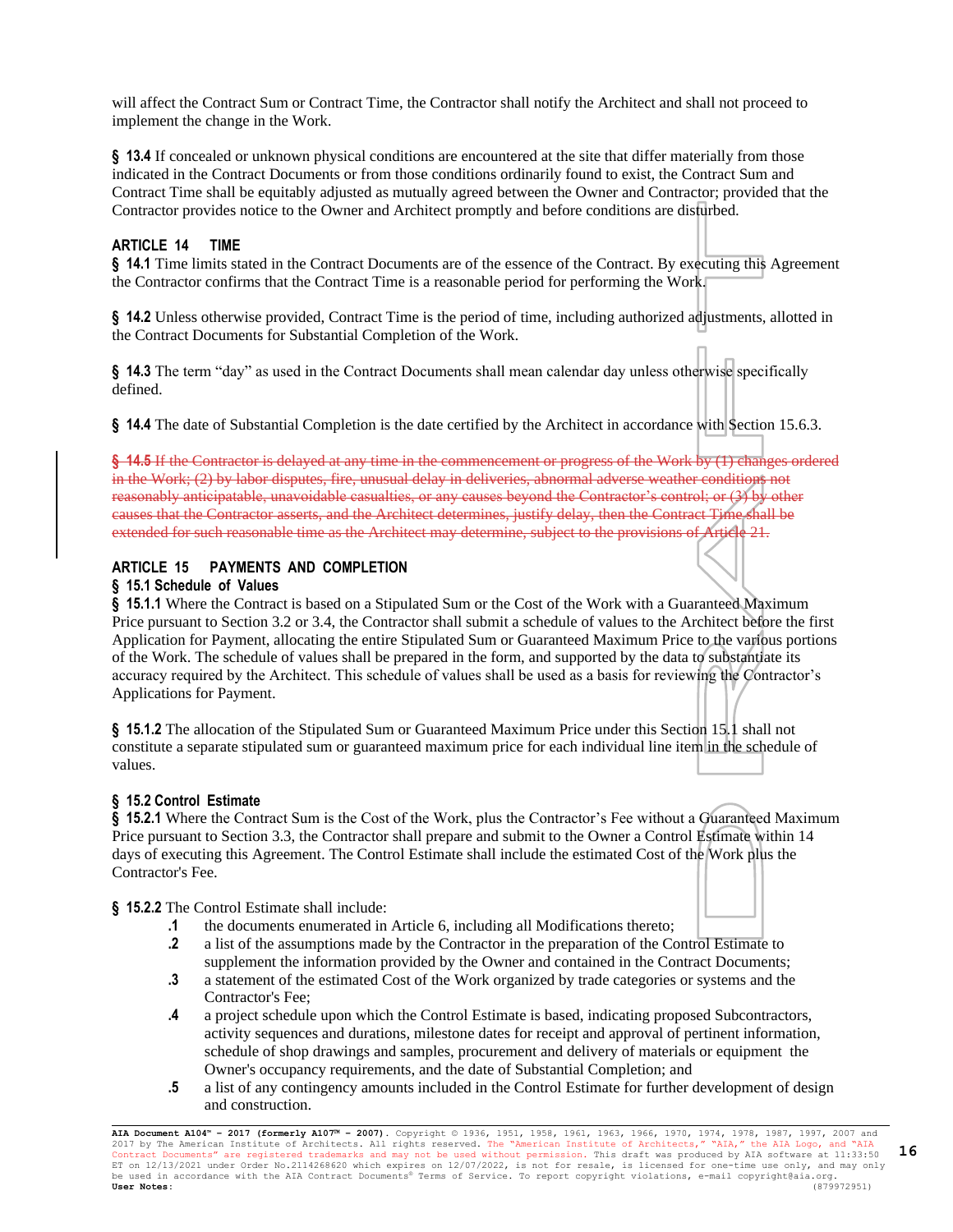will affect the Contract Sum or Contract Time, the Contractor shall notify the Architect and shall not proceed to implement the change in the Work.

**§ 13.4** If concealed or unknown physical conditions are encountered at the site that differ materially from those indicated in the Contract Documents or from those conditions ordinarily found to exist, the Contract Sum and Contract Time shall be equitably adjusted as mutually agreed between the Owner and Contractor; provided that the Contractor provides notice to the Owner and Architect promptly and before conditions are disturbed.

## ARTICLE 14 TIME

**§ 14.1** Time limits stated in the Contract Documents are of the essence of the Contract. By executing this Agreement the Contractor confirms that the Contract Time is a reasonable period for performing the Work.

**§ 14.2** Unless otherwise provided, Contract Time is the period of time, including authorized adjustments, allotted in the Contract Documents for Substantial Completion of the Work.

**§ 14.3** The term "day" as used in the Contract Documents shall mean calendar day unless otherwise specifically defined.

**§ 14.4** The date of Substantial Completion is the date certified by the Architect in accordance with Section 15.6.3.

~~**§ 14.5** If the Contractor is delayed at any time in the commencement or progress of the Work by (1) changes ordered in the Work; (2) by labor disputes, fire, unusual delay in deliveries, abnormal adverse weather conditions not reasonably anticipatable, unavoidable casualties, or any causes beyond the Contractor's control; or (3) by other causes that the Contractor asserts, and the Architect determines, justify delay, then the Contract Time shall be extended for such reasonable time as the Architect may determine, subject to the provisions of Article 21.~~

## ARTICLE 15 PAYMENTS AND COMPLETION

### § 15.1 Schedule of Values

**§ 15.1.1** Where the Contract is based on a Stipulated Sum or the Cost of the Work with a Guaranteed Maximum Price pursuant to Section 3.2 or 3.4, the Contractor shall submit a schedule of values to the Architect before the first Application for Payment, allocating the entire Stipulated Sum or Guaranteed Maximum Price to the various portions of the Work. The schedule of values shall be prepared in the form, and supported by the data to substantiate its accuracy required by the Architect. This schedule of values shall be used as a basis for reviewing the Contractor's Applications for Payment.

**§ 15.1.2** The allocation of the Stipulated Sum or Guaranteed Maximum Price under this Section 15.1 shall not constitute a separate stipulated sum or guaranteed maximum price for each individual line item in the schedule of values.

### § 15.2 Control Estimate

**§ 15.2.1** Where the Contract Sum is the Cost of the Work, plus the Contractor's Fee without a Guaranteed Maximum Price pursuant to Section 3.3, the Contractor shall prepare and submit to the Owner a Control Estimate within 14 days of executing this Agreement. The Control Estimate shall include the estimated Cost of the Work plus the Contractor's Fee.

**§ 15.2.2** The Control Estimate shall include:

- **.1** the documents enumerated in Article 6, including all Modifications thereto;
- **.2** a list of the assumptions made by the Contractor in the preparation of the Control Estimate to supplement the information provided by the Owner and contained in the Contract Documents;
- **.3** a statement of the estimated Cost of the Work organized by trade categories or systems and the Contractor's Fee;
- **.4** a project schedule upon which the Control Estimate is based, indicating proposed Subcontractors, activity sequences and durations, milestone dates for receipt and approval of pertinent information, schedule of shop drawings and samples, procurement and delivery of materials or equipment the Owner's occupancy requirements, and the date of Substantial Completion; and
- **.5** a list of any contingency amounts included in the Control Estimate for further development of design and construction.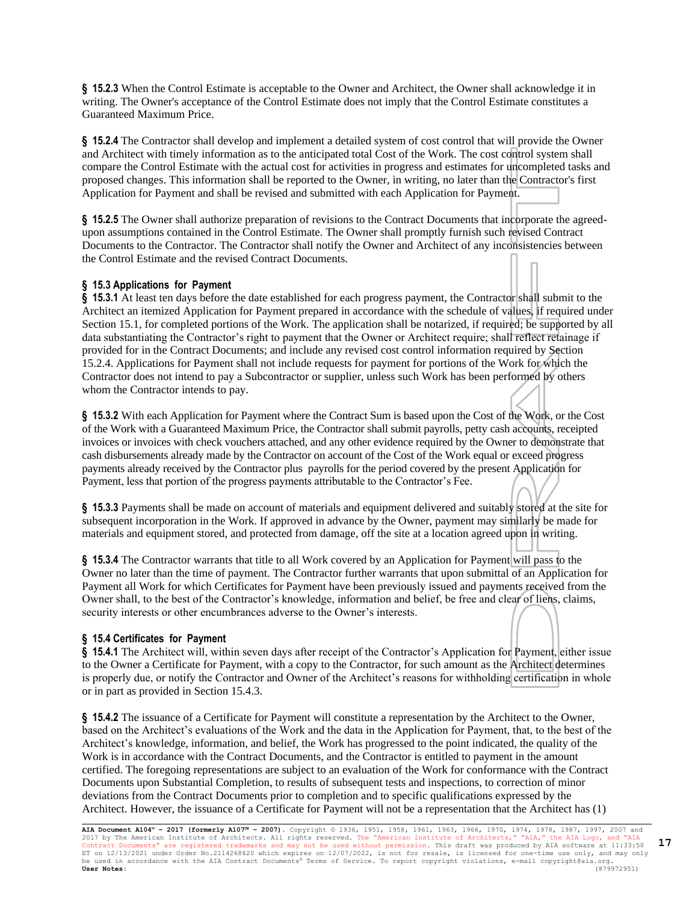**§ 15.2.3** When the Control Estimate is acceptable to the Owner and Architect, the Owner shall acknowledge it in writing. The Owner's acceptance of the Control Estimate does not imply that the Control Estimate constitutes a Guaranteed Maximum Price.

**§ 15.2.4** The Contractor shall develop and implement a detailed system of cost control that will provide the Owner and Architect with timely information as to the anticipated total Cost of the Work. The cost control system shall compare the Control Estimate with the actual cost for activities in progress and estimates for uncompleted tasks and proposed changes. This information shall be reported to the Owner, in writing, no later than the Contractor's first Application for Payment and shall be revised and submitted with each Application for Payment.

**§ 15.2.5** The Owner shall authorize preparation of revisions to the Contract Documents that incorporate the agreed-upon assumptions contained in the Control Estimate. The Owner shall promptly furnish such revised Contract Documents to the Contractor. The Contractor shall notify the Owner and Architect of any inconsistencies between the Control Estimate and the revised Contract Documents.

## § 15.3 Applications for Payment

**§ 15.3.1** At least ten days before the date established for each progress payment, the Contractor shall submit to the Architect an itemized Application for Payment prepared in accordance with the schedule of values, if required under Section 15.1, for completed portions of the Work. The application shall be notarized, if required; be supported by all data substantiating the Contractor's right to payment that the Owner or Architect require; shall reflect retainage if provided for in the Contract Documents; and include any revised cost control information required by Section 15.2.4. Applications for Payment shall not include requests for payment for portions of the Work for which the Contractor does not intend to pay a Subcontractor or supplier, unless such Work has been performed by others whom the Contractor intends to pay.

**§ 15.3.2** With each Application for Payment where the Contract Sum is based upon the Cost of the Work, or the Cost of the Work with a Guaranteed Maximum Price, the Contractor shall submit payrolls, petty cash accounts, receipted invoices or invoices with check vouchers attached, and any other evidence required by the Owner to demonstrate that cash disbursements already made by the Contractor on account of the Cost of the Work equal or exceed progress payments already received by the Contractor plus payrolls for the period covered by the present Application for Payment, less that portion of the progress payments attributable to the Contractor's Fee.

**§ 15.3.3** Payments shall be made on account of materials and equipment delivered and suitably stored at the site for subsequent incorporation in the Work. If approved in advance by the Owner, payment may similarly be made for materials and equipment stored, and protected from damage, off the site at a location agreed upon in writing.

**§ 15.3.4** The Contractor warrants that title to all Work covered by an Application for Payment will pass to the Owner no later than the time of payment. The Contractor further warrants that upon submittal of an Application for Payment all Work for which Certificates for Payment have been previously issued and payments received from the Owner shall, to the best of the Contractor's knowledge, information and belief, be free and clear of liens, claims, security interests or other encumbrances adverse to the Owner's interests.

## § 15.4 Certificates for Payment

**§ 15.4.1** The Architect will, within seven days after receipt of the Contractor's Application for Payment, either issue to the Owner a Certificate for Payment, with a copy to the Contractor, for such amount as the Architect determines is properly due, or notify the Contractor and Owner of the Architect's reasons for withholding certification in whole or in part as provided in Section 15.4.3.

**§ 15.4.2** The issuance of a Certificate for Payment will constitute a representation by the Architect to the Owner, based on the Architect's evaluations of the Work and the data in the Application for Payment, that, to the best of the Architect's knowledge, information, and belief, the Work has progressed to the point indicated, the quality of the Work is in accordance with the Contract Documents, and the Contractor is entitled to payment in the amount certified. The foregoing representations are subject to an evaluation of the Work for conformance with the Contract Documents upon Substantial Completion, to results of subsequent tests and inspections, to correction of minor deviations from the Contract Documents prior to completion and to specific qualifications expressed by the Architect. However, the issuance of a Certificate for Payment will not be a representation that the Architect has (1)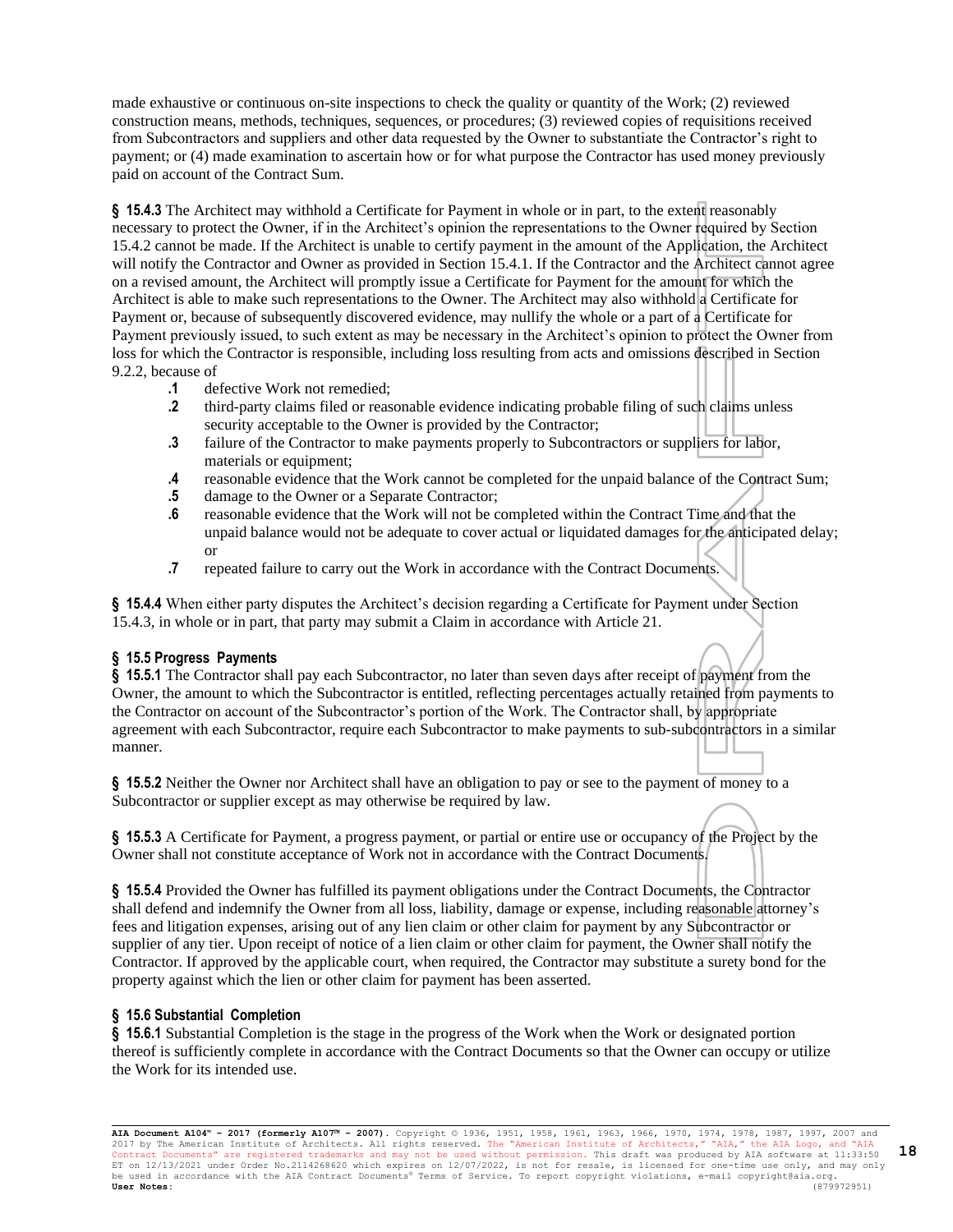made exhaustive or continuous on-site inspections to check the quality or quantity of the Work; (2) reviewed construction means, methods, techniques, sequences, or procedures; (3) reviewed copies of requisitions received from Subcontractors and suppliers and other data requested by the Owner to substantiate the Contractor's right to payment; or (4) made examination to ascertain how or for what purpose the Contractor has used money previously paid on account of the Contract Sum.

**§ 15.4.3** The Architect may withhold a Certificate for Payment in whole or in part, to the extent reasonably necessary to protect the Owner, if in the Architect's opinion the representations to the Owner required by Section 15.4.2 cannot be made. If the Architect is unable to certify payment in the amount of the Application, the Architect will notify the Contractor and Owner as provided in Section 15.4.1. If the Contractor and the Architect cannot agree on a revised amount, the Architect will promptly issue a Certificate for Payment for the amount for which the Architect is able to make such representations to the Owner. The Architect may also withhold a Certificate for Payment or, because of subsequently discovered evidence, may nullify the whole or a part of a Certificate for Payment previously issued, to such extent as may be necessary in the Architect's opinion to protect the Owner from loss for which the Contractor is responsible, including loss resulting from acts and omissions described in Section 9.2.2, because of

- **.1** defective Work not remedied;
- **.2** third-party claims filed or reasonable evidence indicating probable filing of such claims unless security acceptable to the Owner is provided by the Contractor;
- **.3** failure of the Contractor to make payments properly to Subcontractors or suppliers for labor, materials or equipment;
- **.4** reasonable evidence that the Work cannot be completed for the unpaid balance of the Contract Sum;
- **.5** damage to the Owner or a Separate Contractor;
- **.6** reasonable evidence that the Work will not be completed within the Contract Time and that the unpaid balance would not be adequate to cover actual or liquidated damages for the anticipated delay; or
- **.7** repeated failure to carry out the Work in accordance with the Contract Documents.

**§ 15.4.4** When either party disputes the Architect's decision regarding a Certificate for Payment under Section 15.4.3, in whole or in part, that party may submit a Claim in accordance with Article 21.

### § 15.5 Progress Payments

**§ 15.5.1** The Contractor shall pay each Subcontractor, no later than seven days after receipt of payment from the Owner, the amount to which the Subcontractor is entitled, reflecting percentages actually retained from payments to the Contractor on account of the Subcontractor's portion of the Work. The Contractor shall, by appropriate agreement with each Subcontractor, require each Subcontractor to make payments to sub-subcontractors in a similar manner.

**§ 15.5.2** Neither the Owner nor Architect shall have an obligation to pay or see to the payment of money to a Subcontractor or supplier except as may otherwise be required by law.

**§ 15.5.3** A Certificate for Payment, a progress payment, or partial or entire use or occupancy of the Project by the Owner shall not constitute acceptance of Work not in accordance with the Contract Documents.

**§ 15.5.4** Provided the Owner has fulfilled its payment obligations under the Contract Documents, the Contractor shall defend and indemnify the Owner from all loss, liability, damage or expense, including reasonable attorney's fees and litigation expenses, arising out of any lien claim or other claim for payment by any Subcontractor or supplier of any tier. Upon receipt of notice of a lien claim or other claim for payment, the Owner shall notify the Contractor. If approved by the applicable court, when required, the Contractor may substitute a surety bond for the property against which the lien or other claim for payment has been asserted.

### § 15.6 Substantial Completion

**§ 15.6.1** Substantial Completion is the stage in the progress of the Work when the Work or designated portion thereof is sufficiently complete in accordance with the Contract Documents so that the Owner can occupy or utilize the Work for its intended use.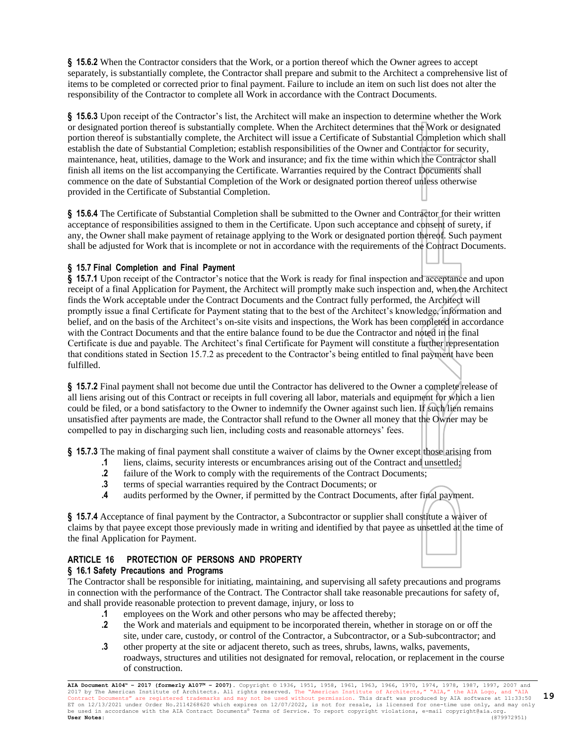**§ 15.6.2** When the Contractor considers that the Work, or a portion thereof which the Owner agrees to accept separately, is substantially complete, the Contractor shall prepare and submit to the Architect a comprehensive list of items to be completed or corrected prior to final payment. Failure to include an item on such list does not alter the responsibility of the Contractor to complete all Work in accordance with the Contract Documents.

**§ 15.6.3** Upon receipt of the Contractor's list, the Architect will make an inspection to determine whether the Work or designated portion thereof is substantially complete. When the Architect determines that the Work or designated portion thereof is substantially complete, the Architect will issue a Certificate of Substantial Completion which shall establish the date of Substantial Completion; establish responsibilities of the Owner and Contractor for security, maintenance, heat, utilities, damage to the Work and insurance; and fix the time within which the Contractor shall finish all items on the list accompanying the Certificate. Warranties required by the Contract Documents shall commence on the date of Substantial Completion of the Work or designated portion thereof unless otherwise provided in the Certificate of Substantial Completion.

**§ 15.6.4** The Certificate of Substantial Completion shall be submitted to the Owner and Contractor for their written acceptance of responsibilities assigned to them in the Certificate. Upon such acceptance and consent of surety, if any, the Owner shall make payment of retainage applying to the Work or designated portion thereof. Such payment shall be adjusted for Work that is incomplete or not in accordance with the requirements of the Contract Documents.

### § 15.7 Final Completion and Final Payment

**§ 15.7.1** Upon receipt of the Contractor's notice that the Work is ready for final inspection and acceptance and upon receipt of a final Application for Payment, the Architect will promptly make such inspection and, when the Architect finds the Work acceptable under the Contract Documents and the Contract fully performed, the Architect will promptly issue a final Certificate for Payment stating that to the best of the Architect's knowledge, information and belief, and on the basis of the Architect's on-site visits and inspections, the Work has been completed in accordance with the Contract Documents and that the entire balance found to be due the Contractor and noted in the final Certificate is due and payable. The Architect's final Certificate for Payment will constitute a further representation that conditions stated in Section 15.7.2 as precedent to the Contractor's being entitled to final payment have been fulfilled.

**§ 15.7.2** Final payment shall not become due until the Contractor has delivered to the Owner a complete release of all liens arising out of this Contract or receipts in full covering all labor, materials and equipment for which a lien could be filed, or a bond satisfactory to the Owner to indemnify the Owner against such lien. If such lien remains unsatisfied after payments are made, the Contractor shall refund to the Owner all money that the Owner may be compelled to pay in discharging such lien, including costs and reasonable attorneys' fees.

**§ 15.7.3** The making of final payment shall constitute a waiver of claims by the Owner except those arising from

- **.1** liens, claims, security interests or encumbrances arising out of the Contract and unsettled;
- **.2** failure of the Work to comply with the requirements of the Contract Documents;
- **.3** terms of special warranties required by the Contract Documents; or
- **.4** audits performed by the Owner, if permitted by the Contract Documents, after final payment.

**§ 15.7.4** Acceptance of final payment by the Contractor, a Subcontractor or supplier shall constitute a waiver of claims by that payee except those previously made in writing and identified by that payee as unsettled at the time of the final Application for Payment.

## ARTICLE 16 PROTECTION OF PERSONS AND PROPERTY

### § 16.1 Safety Precautions and Programs

The Contractor shall be responsible for initiating, maintaining, and supervising all safety precautions and programs in connection with the performance of the Contract. The Contractor shall take reasonable precautions for safety of, and shall provide reasonable protection to prevent damage, injury, or loss to

- **.1** employees on the Work and other persons who may be affected thereby;
- **.2** the Work and materials and equipment to be incorporated therein, whether in storage on or off the site, under care, custody, or control of the Contractor, a Subcontractor, or a Sub-subcontractor; and
- **.3** other property at the site or adjacent thereto, such as trees, shrubs, lawns, walks, pavements, roadways, structures and utilities not designated for removal, relocation, or replacement in the course of construction.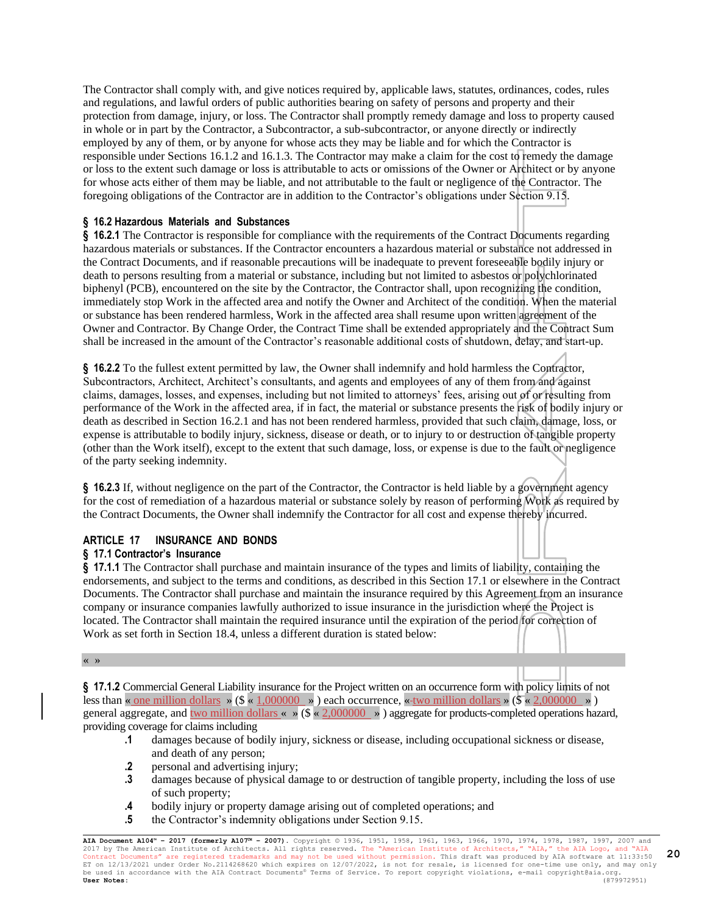The Contractor shall comply with, and give notices required by, applicable laws, statutes, ordinances, codes, rules and regulations, and lawful orders of public authorities bearing on safety of persons and property and their protection from damage, injury, or loss. The Contractor shall promptly remedy damage and loss to property caused in whole or in part by the Contractor, a Subcontractor, a sub-subcontractor, or anyone directly or indirectly employed by any of them, or by anyone for whose acts they may be liable and for which the Contractor is responsible under Sections 16.1.2 and 16.1.3. The Contractor may make a claim for the cost to remedy the damage or loss to the extent such damage or loss is attributable to acts or omissions of the Owner or Architect or by anyone for whose acts either of them may be liable, and not attributable to the fault or negligence of the Contractor. The foregoing obligations of the Contractor are in addition to the Contractor's obligations under Section 9.15.

### § 16.2 Hazardous Materials and Substances

**§ 16.2.1** The Contractor is responsible for compliance with the requirements of the Contract Documents regarding hazardous materials or substances. If the Contractor encounters a hazardous material or substance not addressed in the Contract Documents, and if reasonable precautions will be inadequate to prevent foreseeable bodily injury or death to persons resulting from a material or substance, including but not limited to asbestos or polychlorinated biphenyl (PCB), encountered on the site by the Contractor, the Contractor shall, upon recognizing the condition, immediately stop Work in the affected area and notify the Owner and Architect of the condition. When the material or substance has been rendered harmless, Work in the affected area shall resume upon written agreement of the Owner and Contractor. By Change Order, the Contract Time shall be extended appropriately and the Contract Sum shall be increased in the amount of the Contractor's reasonable additional costs of shutdown, delay, and start-up.

**§ 16.2.2** To the fullest extent permitted by law, the Owner shall indemnify and hold harmless the Contractor, Subcontractors, Architect, Architect's consultants, and agents and employees of any of them from and against claims, damages, losses, and expenses, including but not limited to attorneys' fees, arising out of or resulting from performance of the Work in the affected area, if in fact, the material or substance presents the risk of bodily injury or death as described in Section 16.2.1 and has not been rendered harmless, provided that such claim, damage, loss, or expense is attributable to bodily injury, sickness, disease or death, or to injury to or destruction of tangible property (other than the Work itself), except to the extent that such damage, loss, or expense is due to the fault or negligence of the party seeking indemnity.

**§ 16.2.3** If, without negligence on the part of the Contractor, the Contractor is held liable by a government agency for the cost of remediation of a hazardous material or substance solely by reason of performing Work as required by the Contract Documents, the Owner shall indemnify the Contractor for all cost and expense thereby incurred.

## ARTICLE 17 INSURANCE AND BONDS

### § 17.1 Contractor's Insurance

**§ 17.1.1** The Contractor shall purchase and maintain insurance of the types and limits of liability, containing the endorsements, and subject to the terms and conditions, as described in this Section 17.1 or elsewhere in the Contract Documents. The Contractor shall purchase and maintain the insurance required by this Agreement from an insurance company or insurance companies lawfully authorized to issue insurance in the jurisdiction where the Project is located. The Contractor shall maintain the required insurance until the expiration of the period for correction of Work as set forth in Section 18.4, unless a different duration is stated below:

« »

**§ 17.1.2** Commercial General Liability insurance for the Project written on an occurrence form with policy limits of not less than « one million dollars » ($ « 1,000000 » ) each occurrence, « two million dollars » ($ « 2,000000 » ) general aggregate, and two million dollars « » ($ « 2,000000 » ) aggregate for products-completed operations hazard, providing coverage for claims including

- **.1** damages because of bodily injury, sickness or disease, including occupational sickness or disease, and death of any person;
- **.2** personal and advertising injury;
- **.3** damages because of physical damage to or destruction of tangible property, including the loss of use of such property;
- **.4** bodily injury or property damage arising out of completed operations; and
- **.5** the Contractor's indemnity obligations under Section 9.15.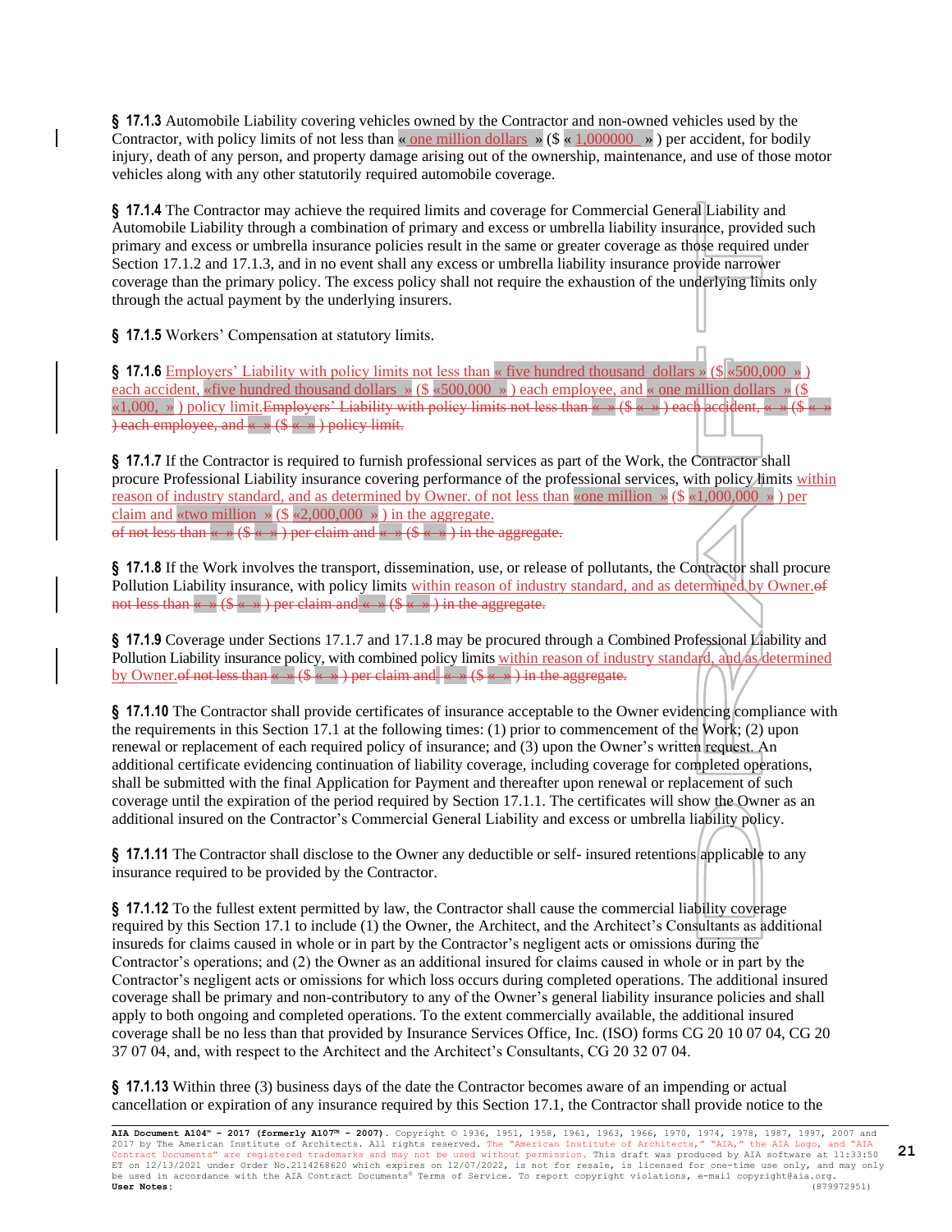**§ 17.1.3** Automobile Liability covering vehicles owned by the Contractor and non-owned vehicles used by the Contractor, with policy limits of not less than « one million dollars » ($ « 1,000000 » ) per accident, for bodily injury, death of any person, and property damage arising out of the ownership, maintenance, and use of those motor vehicles along with any other statutorily required automobile coverage.

**§ 17.1.4** The Contractor may achieve the required limits and coverage for Commercial General Liability and Automobile Liability through a combination of primary and excess or umbrella liability insurance, provided such primary and excess or umbrella insurance policies result in the same or greater coverage as those required under Section 17.1.2 and 17.1.3, and in no event shall any excess or umbrella liability insurance provide narrower coverage than the primary policy. The excess policy shall not require the exhaustion of the underlying limits only through the actual payment by the underlying insurers.

**§ 17.1.5** Workers' Compensation at statutory limits.

**§ 17.1.6** Employers' Liability with policy limits not less than « five hundred thousand dollars » ($ «500,000 » ) each accident, «five hundred thousand dollars » ($ «500,000 » ) each employee, and « one million dollars » ($ «1,000, » ) policy limit.~~Employers' Liability with policy limits not less than « » ($ « » ) each accident, « » ($ « » ) each employee, and « » ($ « » ) policy limit.~~

**§ 17.1.7** If the Contractor is required to furnish professional services as part of the Work, the Contractor shall procure Professional Liability insurance covering performance of the professional services, with policy limits within reason of industry standard, and as determined by Owner. of not less than «one million » ($ «1,000,000 » ) per claim and «two million » ($ «2,000,000 » ) in the aggregate.
~~of not less than « » ($ « » ) per claim and « » ($ « » ) in the aggregate.~~

**§ 17.1.8** If the Work involves the transport, dissemination, use, or release of pollutants, the Contractor shall procure Pollution Liability insurance, with policy limits within reason of industry standard, and as determined by Owner.~~of not less than « » ($ « » ) per claim and « » ($ « » ) in the aggregate.~~

**§ 17.1.9** Coverage under Sections 17.1.7 and 17.1.8 may be procured through a Combined Professional Liability and Pollution Liability insurance policy, with combined policy limits within reason of industry standard, and as determined by Owner.~~of not less than « » ($ « » ) per claim and « » ($ « » ) in the aggregate.~~

**§ 17.1.10** The Contractor shall provide certificates of insurance acceptable to the Owner evidencing compliance with the requirements in this Section 17.1 at the following times: (1) prior to commencement of the Work; (2) upon renewal or replacement of each required policy of insurance; and (3) upon the Owner's written request. An additional certificate evidencing continuation of liability coverage, including coverage for completed operations, shall be submitted with the final Application for Payment and thereafter upon renewal or replacement of such coverage until the expiration of the period required by Section 17.1.1. The certificates will show the Owner as an additional insured on the Contractor's Commercial General Liability and excess or umbrella liability policy.

**§ 17.1.11** The Contractor shall disclose to the Owner any deductible or self- insured retentions applicable to any insurance required to be provided by the Contractor.

**§ 17.1.12** To the fullest extent permitted by law, the Contractor shall cause the commercial liability coverage required by this Section 17.1 to include (1) the Owner, the Architect, and the Architect's Consultants as additional insureds for claims caused in whole or in part by the Contractor's negligent acts or omissions during the Contractor's operations; and (2) the Owner as an additional insured for claims caused in whole or in part by the Contractor's negligent acts or omissions for which loss occurs during completed operations. The additional insured coverage shall be primary and non-contributory to any of the Owner's general liability insurance policies and shall apply to both ongoing and completed operations. To the extent commercially available, the additional insured coverage shall be no less than that provided by Insurance Services Office, Inc. (ISO) forms CG 20 10 07 04, CG 20 37 07 04, and, with respect to the Architect and the Architect's Consultants, CG 20 32 07 04.

**§ 17.1.13** Within three (3) business days of the date the Contractor becomes aware of an impending or actual cancellation or expiration of any insurance required by this Section 17.1, the Contractor shall provide notice to the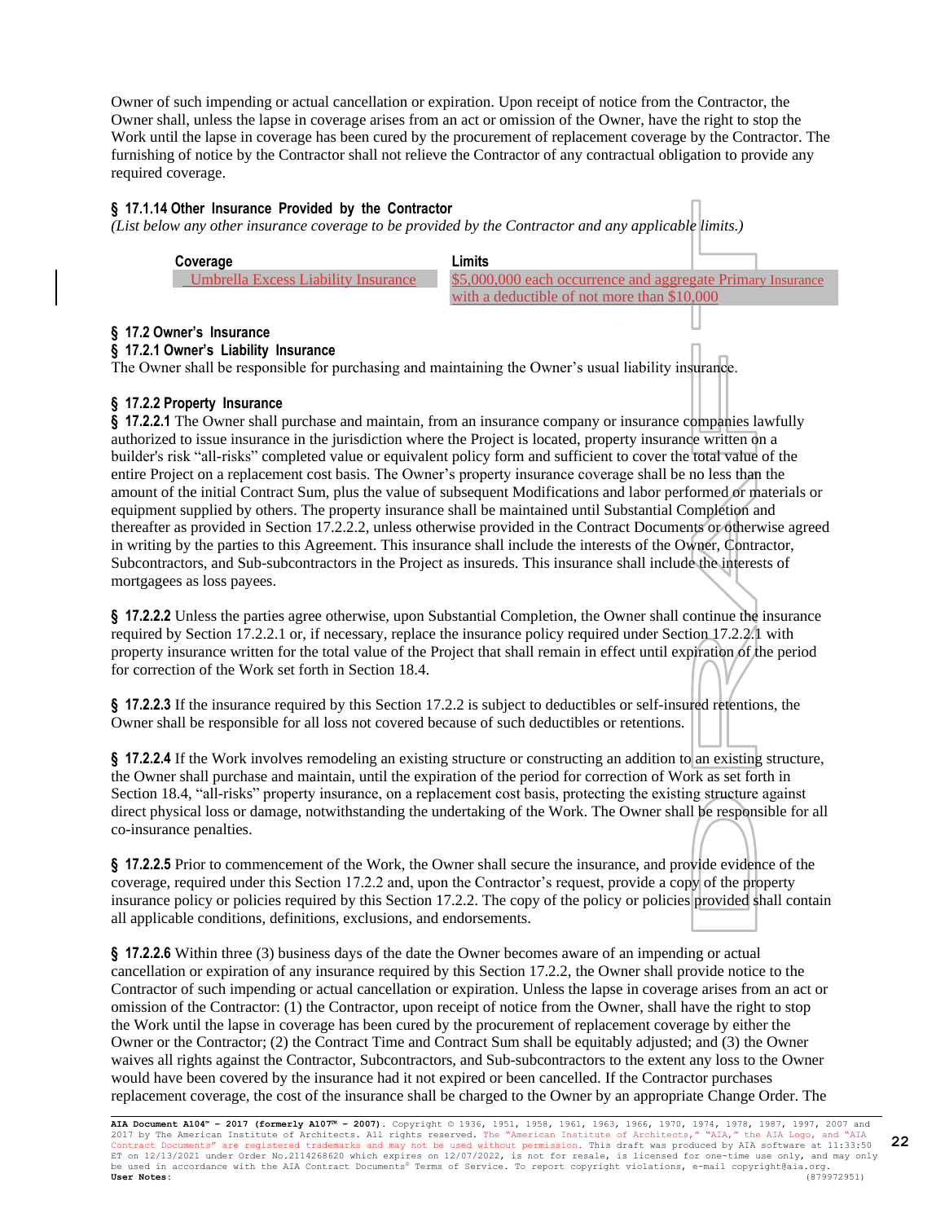Owner of such impending or actual cancellation or expiration. Upon receipt of notice from the Contractor, the Owner shall, unless the lapse in coverage arises from an act or omission of the Owner, have the right to stop the Work until the lapse in coverage has been cured by the procurement of replacement coverage by the Contractor. The furnishing of notice by the Contractor shall not relieve the Contractor of any contractual obligation to provide any required coverage.

**§ 17.1.14 Other Insurance Provided by the Contractor**
*(List below any other insurance coverage to be provided by the Contractor and any applicable limits.)*

| Coverage | Limits |
| --- | --- |
| Umbrella Excess Liability Insurance | $5,000,000 each occurrence and aggregate Primary Insurance with a deductible of not more than $10,000 |

**§ 17.2 Owner's Insurance**
**§ 17.2.1 Owner's Liability Insurance**
The Owner shall be responsible for purchasing and maintaining the Owner's usual liability insurance.

**§ 17.2.2 Property Insurance**
**§ 17.2.2.1** The Owner shall purchase and maintain, from an insurance company or insurance companies lawfully authorized to issue insurance in the jurisdiction where the Project is located, property insurance written on a builder's risk "all-risks" completed value or equivalent policy form and sufficient to cover the total value of the entire Project on a replacement cost basis. The Owner's property insurance coverage shall be no less than the amount of the initial Contract Sum, plus the value of subsequent Modifications and labor performed or materials or equipment supplied by others. The property insurance shall be maintained until Substantial Completion and thereafter as provided in Section 17.2.2.2, unless otherwise provided in the Contract Documents or otherwise agreed in writing by the parties to this Agreement. This insurance shall include the interests of the Owner, Contractor, Subcontractors, and Sub-subcontractors in the Project as insureds. This insurance shall include the interests of mortgagees as loss payees.

**§ 17.2.2.2** Unless the parties agree otherwise, upon Substantial Completion, the Owner shall continue the insurance required by Section 17.2.2.1 or, if necessary, replace the insurance policy required under Section 17.2.2.1 with property insurance written for the total value of the Project that shall remain in effect until expiration of the period for correction of the Work set forth in Section 18.4.

**§ 17.2.2.3** If the insurance required by this Section 17.2.2 is subject to deductibles or self-insured retentions, the Owner shall be responsible for all loss not covered because of such deductibles or retentions.

**§ 17.2.2.4** If the Work involves remodeling an existing structure or constructing an addition to an existing structure, the Owner shall purchase and maintain, until the expiration of the period for correction of Work as set forth in Section 18.4, "all-risks" property insurance, on a replacement cost basis, protecting the existing structure against direct physical loss or damage, notwithstanding the undertaking of the Work. The Owner shall be responsible for all co-insurance penalties.

**§ 17.2.2.5** Prior to commencement of the Work, the Owner shall secure the insurance, and provide evidence of the coverage, required under this Section 17.2.2 and, upon the Contractor's request, provide a copy of the property insurance policy or policies required by this Section 17.2.2. The copy of the policy or policies provided shall contain all applicable conditions, definitions, exclusions, and endorsements.

**§ 17.2.2.6** Within three (3) business days of the date the Owner becomes aware of an impending or actual cancellation or expiration of any insurance required by this Section 17.2.2, the Owner shall provide notice to the Contractor of such impending or actual cancellation or expiration. Unless the lapse in coverage arises from an act or omission of the Contractor: (1) the Contractor, upon receipt of notice from the Owner, shall have the right to stop the Work until the lapse in coverage has been cured by the procurement of replacement coverage by either the Owner or the Contractor; (2) the Contract Time and Contract Sum shall be equitably adjusted; and (3) the Owner waives all rights against the Contractor, Subcontractors, and Sub-subcontractors to the extent any loss to the Owner would have been covered by the insurance had it not expired or been cancelled. If the Contractor purchases replacement coverage, the cost of the insurance shall be charged to the Owner by an appropriate Change Order. The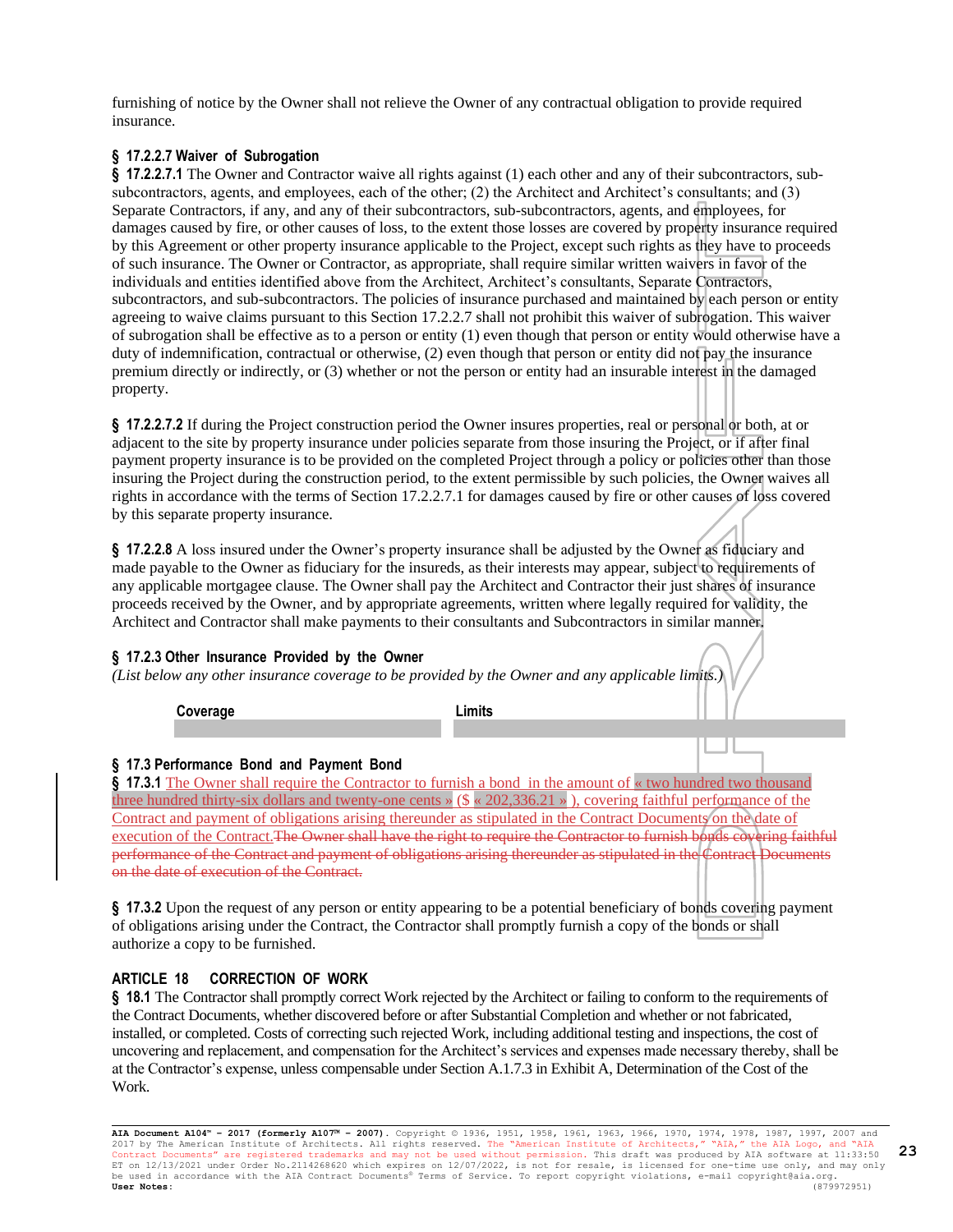furnishing of notice by the Owner shall not relieve the Owner of any contractual obligation to provide required insurance.

**§ 17.2.2.7 Waiver of Subrogation**

**§ 17.2.2.7.1** The Owner and Contractor waive all rights against (1) each other and any of their subcontractors, sub-subcontractors, agents, and employees, each of the other; (2) the Architect and Architect's consultants; and (3) Separate Contractors, if any, and any of their subcontractors, sub-subcontractors, agents, and employees, for damages caused by fire, or other causes of loss, to the extent those losses are covered by property insurance required by this Agreement or other property insurance applicable to the Project, except such rights as they have to proceeds of such insurance. The Owner or Contractor, as appropriate, shall require similar written waivers in favor of the individuals and entities identified above from the Architect, Architect's consultants, Separate Contractors, subcontractors, and sub-subcontractors. The policies of insurance purchased and maintained by each person or entity agreeing to waive claims pursuant to this Section 17.2.2.7 shall not prohibit this waiver of subrogation. This waiver of subrogation shall be effective as to a person or entity (1) even though that person or entity would otherwise have a duty of indemnification, contractual or otherwise, (2) even though that person or entity did not pay the insurance premium directly or indirectly, or (3) whether or not the person or entity had an insurable interest in the damaged property.

**§ 17.2.2.7.2** If during the Project construction period the Owner insures properties, real or personal or both, at or adjacent to the site by property insurance under policies separate from those insuring the Project, or if after final payment property insurance is to be provided on the completed Project through a policy or policies other than those insuring the Project during the construction period, to the extent permissible by such policies, the Owner waives all rights in accordance with the terms of Section 17.2.2.7.1 for damages caused by fire or other causes of loss covered by this separate property insurance.

**§ 17.2.2.8** A loss insured under the Owner's property insurance shall be adjusted by the Owner as fiduciary and made payable to the Owner as fiduciary for the insureds, as their interests may appear, subject to requirements of any applicable mortgagee clause. The Owner shall pay the Architect and Contractor their just shares of insurance proceeds received by the Owner, and by appropriate agreements, written where legally required for validity, the Architect and Contractor shall make payments to their consultants and Subcontractors in similar manner.

**§ 17.2.3 Other Insurance Provided by the Owner**

*(List below any other insurance coverage to be provided by the Owner and any applicable limits.)*

| Coverage | Limits |
|---|---|
| | |

**§ 17.3 Performance Bond and Payment Bond**

**§ 17.3.1** The Owner shall require the Contractor to furnish a bond in the amount of « two hundred two thousand three hundred thirty-six dollars and twenty-one cents » ($ « 202,336.21 » ), covering faithful performance of the Contract and payment of obligations arising thereunder as stipulated in the Contract Documents on the date of execution of the Contract. ~~The Owner shall have the right to require the Contractor to furnish bonds covering faithful performance of the Contract and payment of obligations arising thereunder as stipulated in the Contract Documents on the date of execution of the Contract.~~

**§ 17.3.2** Upon the request of any person or entity appearing to be a potential beneficiary of bonds covering payment of obligations arising under the Contract, the Contractor shall promptly furnish a copy of the bonds or shall authorize a copy to be furnished.

## ARTICLE 18 CORRECTION OF WORK

**§ 18.1** The Contractor shall promptly correct Work rejected by the Architect or failing to conform to the requirements of the Contract Documents, whether discovered before or after Substantial Completion and whether or not fabricated, installed, or completed. Costs of correcting such rejected Work, including additional testing and inspections, the cost of uncovering and replacement, and compensation for the Architect's services and expenses made necessary thereby, shall be at the Contractor's expense, unless compensable under Section A.1.7.3 in Exhibit A, Determination of the Cost of the Work.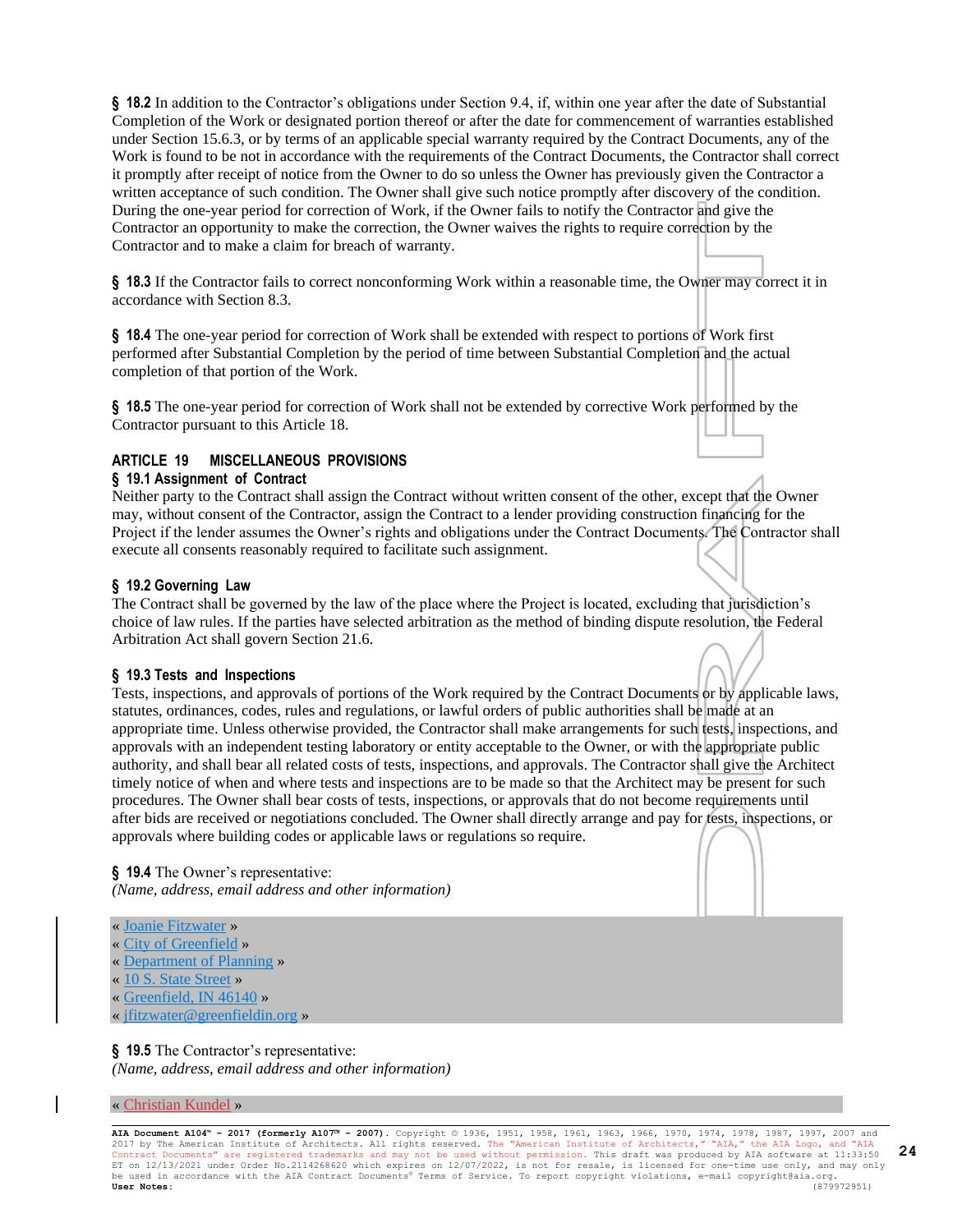**§ 18.2** In addition to the Contractor's obligations under Section 9.4, if, within one year after the date of Substantial Completion of the Work or designated portion thereof or after the date for commencement of warranties established under Section 15.6.3, or by terms of an applicable special warranty required by the Contract Documents, any of the Work is found to be not in accordance with the requirements of the Contract Documents, the Contractor shall correct it promptly after receipt of notice from the Owner to do so unless the Owner has previously given the Contractor a written acceptance of such condition. The Owner shall give such notice promptly after discovery of the condition. During the one-year period for correction of Work, if the Owner fails to notify the Contractor and give the Contractor an opportunity to make the correction, the Owner waives the rights to require correction by the Contractor and to make a claim for breach of warranty.

**§ 18.3** If the Contractor fails to correct nonconforming Work within a reasonable time, the Owner may correct it in accordance with Section 8.3.

**§ 18.4** The one-year period for correction of Work shall be extended with respect to portions of Work first performed after Substantial Completion by the period of time between Substantial Completion and the actual completion of that portion of the Work.

**§ 18.5** The one-year period for correction of Work shall not be extended by corrective Work performed by the Contractor pursuant to this Article 18.

## ARTICLE 19 MISCELLANEOUS PROVISIONS

### § 19.1 Assignment of Contract

Neither party to the Contract shall assign the Contract without written consent of the other, except that the Owner may, without consent of the Contractor, assign the Contract to a lender providing construction financing for the Project if the lender assumes the Owner's rights and obligations under the Contract Documents. The Contractor shall execute all consents reasonably required to facilitate such assignment.

### § 19.2 Governing Law

The Contract shall be governed by the law of the place where the Project is located, excluding that jurisdiction's choice of law rules. If the parties have selected arbitration as the method of binding dispute resolution, the Federal Arbitration Act shall govern Section 21.6.

### § 19.3 Tests and Inspections

Tests, inspections, and approvals of portions of the Work required by the Contract Documents or by applicable laws, statutes, ordinances, codes, rules and regulations, or lawful orders of public authorities shall be made at an appropriate time. Unless otherwise provided, the Contractor shall make arrangements for such tests, inspections, and approvals with an independent testing laboratory or entity acceptable to the Owner, or with the appropriate public authority, and shall bear all related costs of tests, inspections, and approvals. The Contractor shall give the Architect timely notice of when and where tests and inspections are to be made so that the Architect may be present for such procedures. The Owner shall bear costs of tests, inspections, or approvals that do not become requirements until after bids are received or negotiations concluded. The Owner shall directly arrange and pay for tests, inspections, or approvals where building codes or applicable laws or regulations so require.

**§ 19.4** The Owner's representative:
*(Name, address, email address and other information)*

« Joanie Fitzwater »
« City of Greenfield »
« Department of Planning »
« 10 S. State Street »
« Greenfield, IN 46140 »
« jfitzwater@greenfieldin.org »

**§ 19.5** The Contractor's representative:
*(Name, address, email address and other information)*

« Christian Kundel »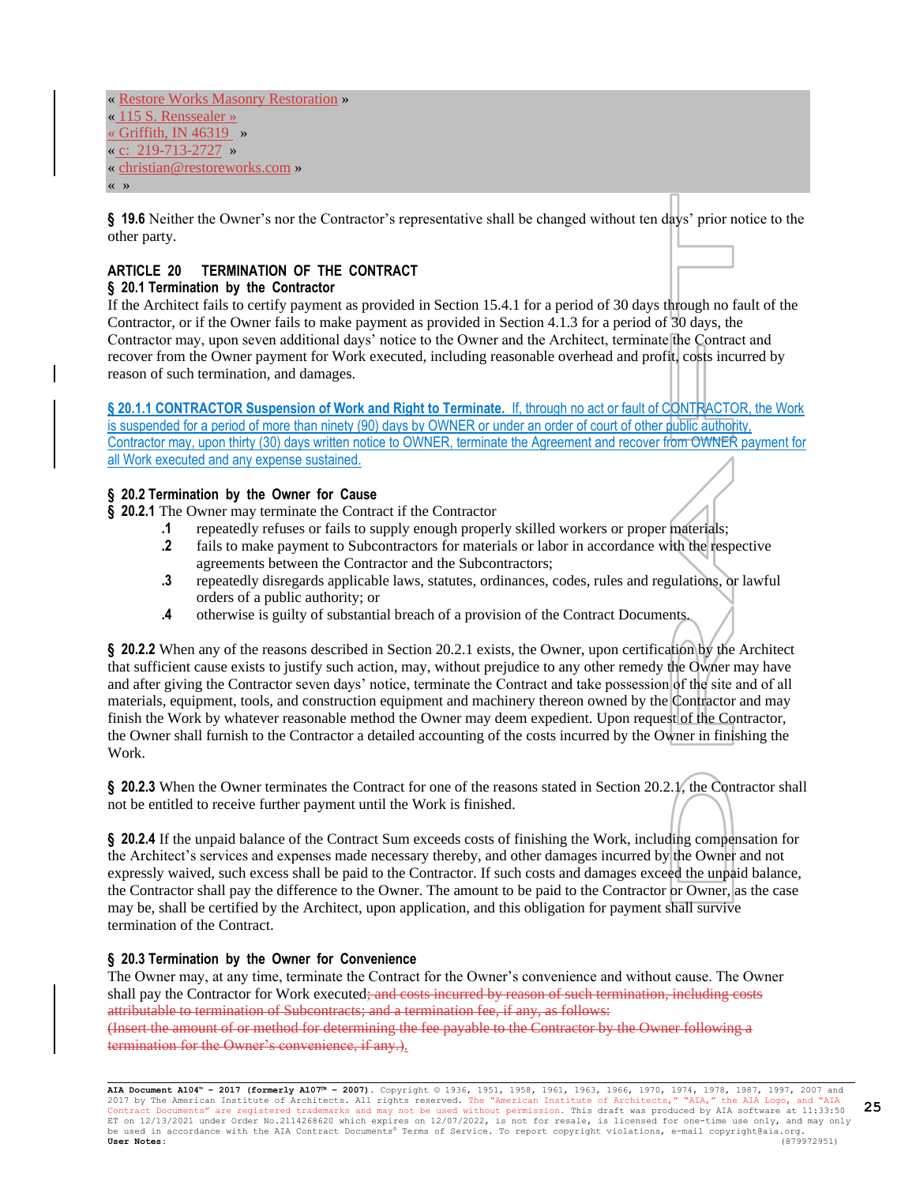« Restore Works Masonry Restoration »
« 115 S. Rensselear »
« Griffith, IN 46319 »
« c: 219-713-2727 »
« christian@restoreworks.com »
« »

**§ 19.6** Neither the Owner's nor the Contractor's representative shall be changed without ten days' prior notice to the other party.

## ARTICLE 20 TERMINATION OF THE CONTRACT

### § 20.1 Termination by the Contractor

If the Architect fails to certify payment as provided in Section 15.4.1 for a period of 30 days through no fault of the Contractor, or if the Owner fails to make payment as provided in Section 4.1.3 for a period of 30 days, the Contractor may, upon seven additional days' notice to the Owner and the Architect, terminate the Contract and recover from the Owner payment for Work executed, including reasonable overhead and profit, costs incurred by reason of such termination, and damages.

**§ 20.1.1 CONTRACTOR Suspension of Work and Right to Terminate.** If, through no act or fault of CONTRACTOR, the Work is suspended for a period of more than ninety (90) days by OWNER or under an order of court of other public authority, Contractor may, upon thirty (30) days written notice to OWNER, terminate the Agreement and recover from OWNER payment for all Work executed and any expense sustained.

### § 20.2 Termination by the Owner for Cause

**§ 20.2.1** The Owner may terminate the Contract if the Contractor

- **.1** repeatedly refuses or fails to supply enough properly skilled workers or proper materials;
- **.2** fails to make payment to Subcontractors for materials or labor in accordance with the respective agreements between the Contractor and the Subcontractors;
- **.3** repeatedly disregards applicable laws, statutes, ordinances, codes, rules and regulations, or lawful orders of a public authority; or
- **.4** otherwise is guilty of substantial breach of a provision of the Contract Documents.

**§ 20.2.2** When any of the reasons described in Section 20.2.1 exists, the Owner, upon certification by the Architect that sufficient cause exists to justify such action, may, without prejudice to any other remedy the Owner may have and after giving the Contractor seven days' notice, terminate the Contract and take possession of the site and of all materials, equipment, tools, and construction equipment and machinery thereon owned by the Contractor and may finish the Work by whatever reasonable method the Owner may deem expedient. Upon request of the Contractor, the Owner shall furnish to the Contractor a detailed accounting of the costs incurred by the Owner in finishing the Work.

**§ 20.2.3** When the Owner terminates the Contract for one of the reasons stated in Section 20.2.1, the Contractor shall not be entitled to receive further payment until the Work is finished.

**§ 20.2.4** If the unpaid balance of the Contract Sum exceeds costs of finishing the Work, including compensation for the Architect's services and expenses made necessary thereby, and other damages incurred by the Owner and not expressly waived, such excess shall be paid to the Contractor. If such costs and damages exceed the unpaid balance, the Contractor shall pay the difference to the Owner. The amount to be paid to the Contractor or Owner, as the case may be, shall be certified by the Architect, upon application, and this obligation for payment shall survive termination of the Contract.

### § 20.3 Termination by the Owner for Convenience

The Owner may, at any time, terminate the Contract for the Owner's convenience and without cause. The Owner shall pay the Contractor for Work executed~~; and costs incurred by reason of such termination, including costs attributable to termination of Subcontracts; and a termination fee, if any, as follows:~~
~~(Insert the amount of or method for determining the fee payable to the Contractor by the Owner following a termination for the Owner's convenience, if any.)~~.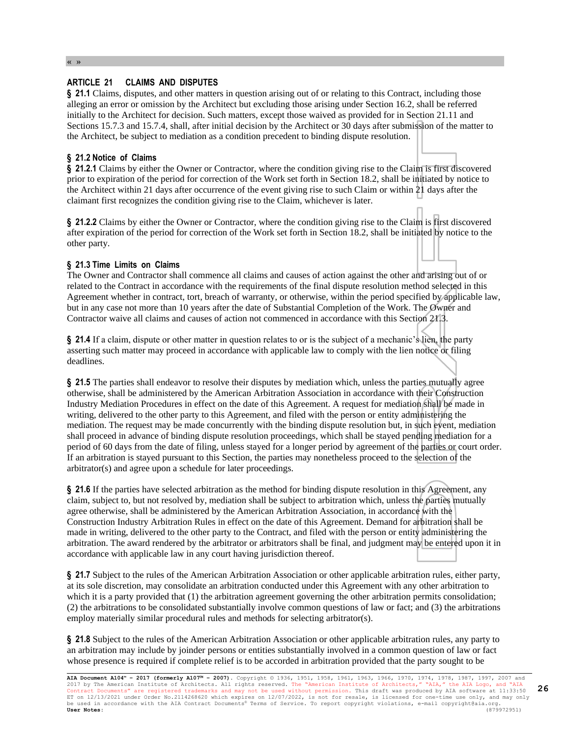## ARTICLE 21 CLAIMS AND DISPUTES

**§ 21.1** Claims, disputes, and other matters in question arising out of or relating to this Contract, including those alleging an error or omission by the Architect but excluding those arising under Section 16.2, shall be referred initially to the Architect for decision. Such matters, except those waived as provided for in Section 21.11 and Sections 15.7.3 and 15.7.4, shall, after initial decision by the Architect or 30 days after submission of the matter to the Architect, be subject to mediation as a condition precedent to binding dispute resolution.

### § 21.2 Notice of Claims

**§ 21.2.1** Claims by either the Owner or Contractor, where the condition giving rise to the Claim is first discovered prior to expiration of the period for correction of the Work set forth in Section 18.2, shall be initiated by notice to the Architect within 21 days after occurrence of the event giving rise to such Claim or within 21 days after the claimant first recognizes the condition giving rise to the Claim, whichever is later.

**§ 21.2.2** Claims by either the Owner or Contractor, where the condition giving rise to the Claim is first discovered after expiration of the period for correction of the Work set forth in Section 18.2, shall be initiated by notice to the other party.

### § 21.3 Time Limits on Claims

The Owner and Contractor shall commence all claims and causes of action against the other and arising out of or related to the Contract in accordance with the requirements of the final dispute resolution method selected in this Agreement whether in contract, tort, breach of warranty, or otherwise, within the period specified by applicable law, but in any case not more than 10 years after the date of Substantial Completion of the Work. The Owner and Contractor waive all claims and causes of action not commenced in accordance with this Section 21.3.

**§ 21.4** If a claim, dispute or other matter in question relates to or is the subject of a mechanic's lien, the party asserting such matter may proceed in accordance with applicable law to comply with the lien notice or filing deadlines.

**§ 21.5** The parties shall endeavor to resolve their disputes by mediation which, unless the parties mutually agree otherwise, shall be administered by the American Arbitration Association in accordance with their Construction Industry Mediation Procedures in effect on the date of this Agreement. A request for mediation shall be made in writing, delivered to the other party to this Agreement, and filed with the person or entity administering the mediation. The request may be made concurrently with the binding dispute resolution but, in such event, mediation shall proceed in advance of binding dispute resolution proceedings, which shall be stayed pending mediation for a period of 60 days from the date of filing, unless stayed for a longer period by agreement of the parties or court order. If an arbitration is stayed pursuant to this Section, the parties may nonetheless proceed to the selection of the arbitrator(s) and agree upon a schedule for later proceedings.

**§ 21.6** If the parties have selected arbitration as the method for binding dispute resolution in this Agreement, any claim, subject to, but not resolved by, mediation shall be subject to arbitration which, unless the parties mutually agree otherwise, shall be administered by the American Arbitration Association, in accordance with the Construction Industry Arbitration Rules in effect on the date of this Agreement. Demand for arbitration shall be made in writing, delivered to the other party to the Contract, and filed with the person or entity administering the arbitration. The award rendered by the arbitrator or arbitrators shall be final, and judgment may be entered upon it in accordance with applicable law in any court having jurisdiction thereof.

**§ 21.7** Subject to the rules of the American Arbitration Association or other applicable arbitration rules, either party, at its sole discretion, may consolidate an arbitration conducted under this Agreement with any other arbitration to which it is a party provided that (1) the arbitration agreement governing the other arbitration permits consolidation; (2) the arbitrations to be consolidated substantially involve common questions of law or fact; and (3) the arbitrations employ materially similar procedural rules and methods for selecting arbitrator(s).

**§ 21.8** Subject to the rules of the American Arbitration Association or other applicable arbitration rules, any party to an arbitration may include by joinder persons or entities substantially involved in a common question of law or fact whose presence is required if complete relief is to be accorded in arbitration provided that the party sought to be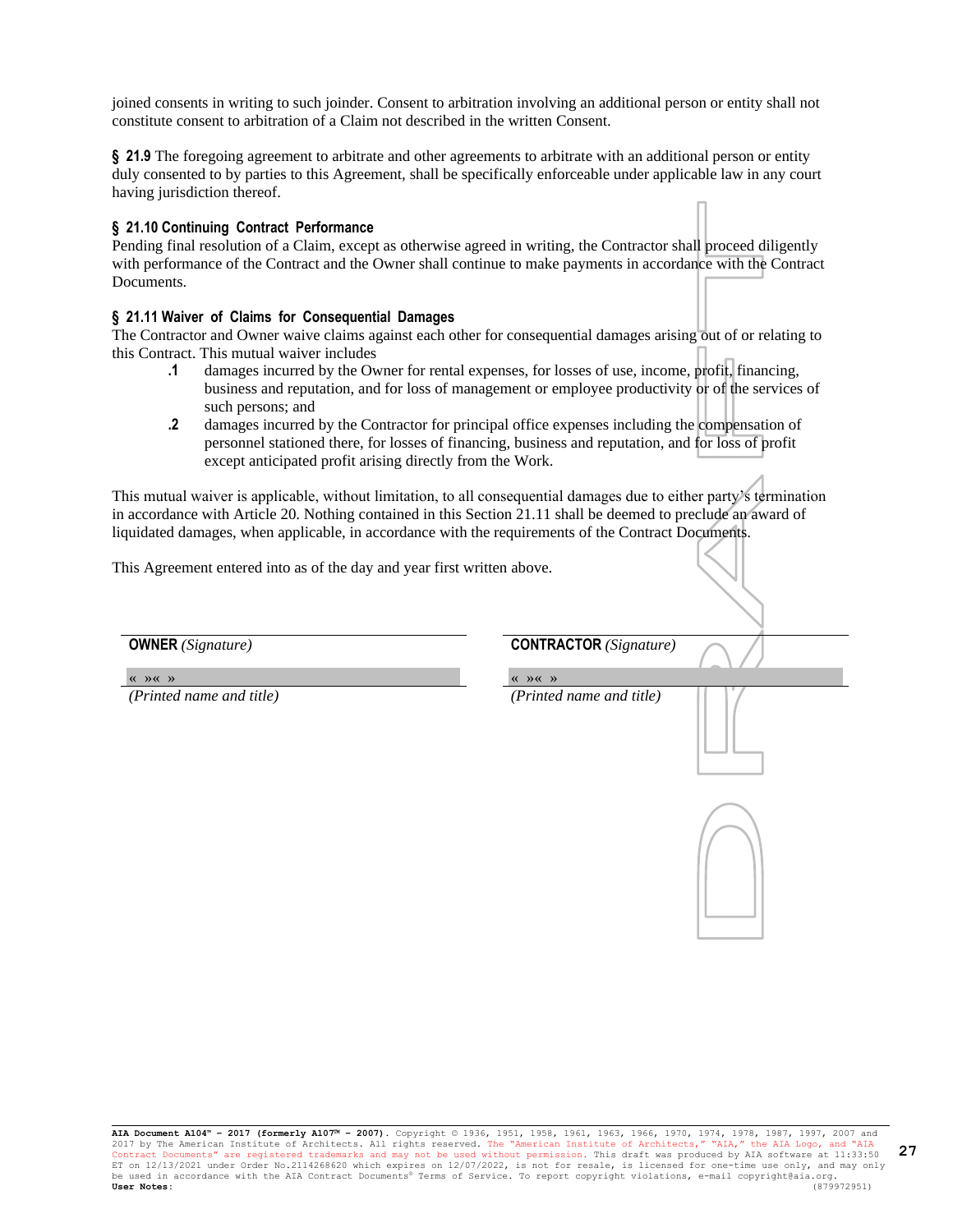joined consents in writing to such joinder. Consent to arbitration involving an additional person or entity shall not constitute consent to arbitration of a Claim not described in the written Consent.

**§ 21.9** The foregoing agreement to arbitrate and other agreements to arbitrate with an additional person or entity duly consented to by parties to this Agreement, shall be specifically enforceable under applicable law in any court having jurisdiction thereof.

**§ 21.10 Continuing Contract Performance**
Pending final resolution of a Claim, except as otherwise agreed in writing, the Contractor shall proceed diligently with performance of the Contract and the Owner shall continue to make payments in accordance with the Contract Documents.

**§ 21.11 Waiver of Claims for Consequential Damages**
The Contractor and Owner waive claims against each other for consequential damages arising out of or relating to this Contract. This mutual waiver includes

- **.1** damages incurred by the Owner for rental expenses, for losses of use, income, profit, financing, business and reputation, and for loss of management or employee productivity or of the services of such persons; and
- **.2** damages incurred by the Contractor for principal office expenses including the compensation of personnel stationed there, for losses of financing, business and reputation, and for loss of profit except anticipated profit arising directly from the Work.

This mutual waiver is applicable, without limitation, to all consequential damages due to either party's termination in accordance with Article 20. Nothing contained in this Section 21.11 shall be deemed to preclude an award of liquidated damages, when applicable, in accordance with the requirements of the Contract Documents.

This Agreement entered into as of the day and year first written above.

| | |
|---|---|
| **OWNER** *(Signature)* | **CONTRACTOR** *(Signature)* |
| « »« » | « »« » |
| *(Printed name and title)* | *(Printed name and title)* |

**AIA Document A104™ – 2017 (formerly A107™ – 2007).** Copyright © 1936, 1951, 1958, 1961, 1963, 1966, 1970, 1974, 1978, 1987, 1997, 2007 and 2017 by The American Institute of Architects. All rights reserved. The "American Institute of Architects," "AIA," the AIA Logo, and "AIA Contract Documents" are registered trademarks and may not be used without permission. This draft was produced by AIA software at 11:33:50 ET on 12/13/2021 under Order No.2114268620 which expires on 12/07/2022, is not for resale, is licensed for one-time use only, and may only be used in accordance with the AIA Contract Documents® Terms of Service. To report copyright violations, e-mail copyright@aia.org.
**User Notes:** (879972951)